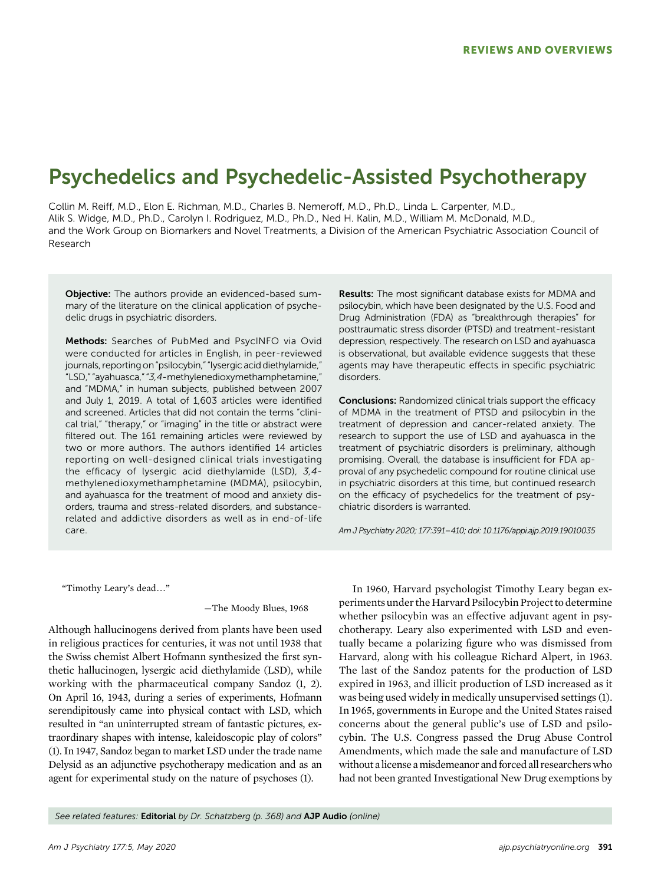REVIEWS AND OVERVIEWS

# Psychedelics and Psychedelic-Assisted Psychotherapy

Collin M. Reiff, M.D., Elon E. Richman, M.D., Charles B. Nemeroff, M.D., Ph.D., Linda L. Carpenter, M.D., Alik S. Widge, M.D., Ph.D., Carolyn I. Rodriguez, M.D., Ph.D., Ned H. Kalin, M.D., William M. McDonald, M.D., and the Work Group on Biomarkers and Novel Treatments, a Division of the American Psychiatric Association Council of Research

**Objective:** The authors provide an evidenced-based summary of the literature on the clinical application of psychedelic drugs in psychiatric disorders.

**Methods:** Searches of PubMed and PsycINFO via Ovid were conducted for articles in English, in peer-reviewed journals, reporting on "psilocybin," "lysergic acid diethylamide," "LSD," "ayahuasca," "*3,4*-methylenedioxymethamphetamine," and "MDMA," in human subjects, published between 2007 and July 1, 2019. A total of 1,603 articles were identified and screened. Articles that did not contain the terms "clinical trial," "therapy," or "imaging" in the title or abstract were filtered out. The 161 remaining articles were reviewed by two or more authors. The authors identified 14 articles reporting on well-designed clinical trials investigating the efficacy of lysergic acid diethylamide (LSD), *3,4*-methylenedioxymethamphetamine (MDMA), psilocybin, and ayahuasca for the treatment of mood and anxiety disorders, trauma and stress-related disorders, and substance-related and addictive disorders as well as in end-of-life care.

**Results:** The most significant database exists for MDMA and psilocybin, which have been designated by the U.S. Food and Drug Administration (FDA) as "breakthrough therapies" for posttraumatic stress disorder (PTSD) and treatment-resistant depression, respectively. The research on LSD and ayahuasca is observational, but available evidence suggests that these agents may have therapeutic effects in specific psychiatric disorders.

**Conclusions:** Randomized clinical trials support the efficacy of MDMA in the treatment of PTSD and psilocybin in the treatment of depression and cancer-related anxiety. The research to support the use of LSD and ayahuasca in the treatment of psychiatric disorders is preliminary, although promising. Overall, the database is insufficient for FDA approval of any psychedelic compound for routine clinical use in psychiatric disorders at this time, but continued research on the efficacy of psychedelics for the treatment of psychiatric disorders is warranted.

*Am J Psychiatry 2020; 177:391–410; doi: 10.1176/appi.ajp.2019.19010035*

"Timothy Leary's dead…"

—The Moody Blues, 1968

Although hallucinogens derived from plants have been used in religious practices for centuries, it was not until 1938 that the Swiss chemist Albert Hofmann synthesized the first synthetic hallucinogen, lysergic acid diethylamide (LSD), while working with the pharmaceutical company Sandoz (1, 2). On April 16, 1943, during a series of experiments, Hofmann serendipitously came into physical contact with LSD, which resulted in "an uninterrupted stream of fantastic pictures, extraordinary shapes with intense, kaleidoscopic play of colors" (1). In 1947, Sandoz began to market LSD under the trade name Delysid as an adjunctive psychotherapy medication and as an agent for experimental study on the nature of psychoses (1).

In 1960, Harvard psychologist Timothy Leary began experiments under the Harvard Psilocybin Project to determine whether psilocybin was an effective adjuvant agent in psychotherapy. Leary also experimented with LSD and eventually became a polarizing figure who was dismissed from Harvard, along with his colleague Richard Alpert, in 1963. The last of the Sandoz patents for the production of LSD expired in 1963, and illicit production of LSD increased as it was being used widely in medically unsupervised settings (1). In 1965, governments in Europe and the United States raised concerns about the general public's use of LSD and psilocybin. The U.S. Congress passed the Drug Abuse Control Amendments, which made the sale and manufacture of LSD without a license a misdemeanor and forced all researchers who had not been granted Investigational New Drug exemptions by

*See related features:* **Editorial** *by Dr. Schatzberg (p. 368) and* **AJP Audio** *(online)*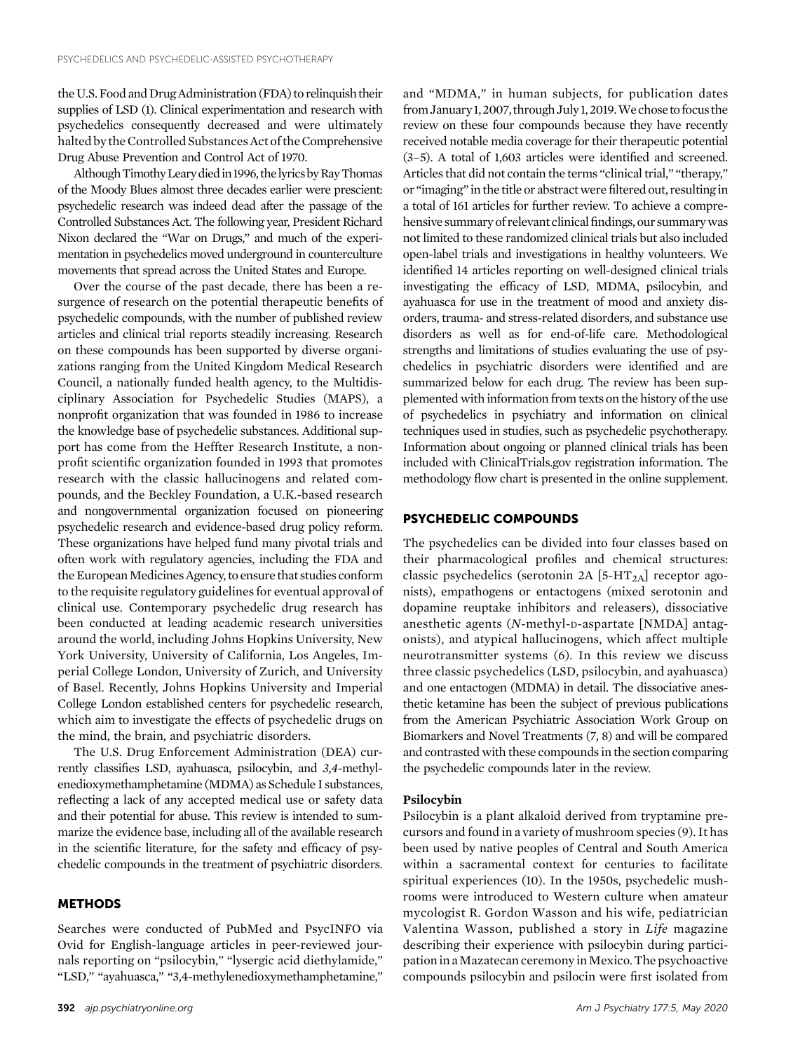the U.S. Food and Drug Administration (FDA) to relinquish their supplies of LSD (1). Clinical experimentation and research with psychedelics consequently decreased and were ultimately halted by the Controlled Substances Act of the Comprehensive Drug Abuse Prevention and Control Act of 1970.

Although Timothy Leary died in 1996, the lyrics by Ray Thomas of the Moody Blues almost three decades earlier were prescient: psychedelic research was indeed dead after the passage of the Controlled Substances Act. The following year, President Richard Nixon declared the "War on Drugs," and much of the experimentation in psychedelics moved underground in counterculture movements that spread across the United States and Europe.

Over the course of the past decade, there has been a resurgence of research on the potential therapeutic benefits of psychedelic compounds, with the number of published review articles and clinical trial reports steadily increasing. Research on these compounds has been supported by diverse organizations ranging from the United Kingdom Medical Research Council, a nationally funded health agency, to the Multidisciplinary Association for Psychedelic Studies (MAPS), a nonprofit organization that was founded in 1986 to increase the knowledge base of psychedelic substances. Additional support has come from the Heffter Research Institute, a nonprofit scientific organization founded in 1993 that promotes research with the classic hallucinogens and related compounds, and the Beckley Foundation, a U.K.-based research and nongovernmental organization focused on pioneering psychedelic research and evidence-based drug policy reform. These organizations have helped fund many pivotal trials and often work with regulatory agencies, including the FDA and the European Medicines Agency, to ensure that studies conform to the requisite regulatory guidelines for eventual approval of clinical use. Contemporary psychedelic drug research has been conducted at leading academic research universities around the world, including Johns Hopkins University, New York University, University of California, Los Angeles, Imperial College London, University of Zurich, and University of Basel. Recently, Johns Hopkins University and Imperial College London established centers for psychedelic research, which aim to investigate the effects of psychedelic drugs on the mind, the brain, and psychiatric disorders.

The U.S. Drug Enforcement Administration (DEA) currently classifies LSD, ayahuasca, psilocybin, and *3,4*-methylenedioxymethamphetamine (MDMA) as Schedule I substances, reflecting a lack of any accepted medical use or safety data and their potential for abuse. This review is intended to summarize the evidence base, including all of the available research in the scientific literature, for the safety and efficacy of psychedelic compounds in the treatment of psychiatric disorders.

## METHODS

Searches were conducted of PubMed and PsycINFO via Ovid for English-language articles in peer-reviewed journals reporting on "psilocybin," "lysergic acid diethylamide," "LSD," "ayahuasca," "3,4-methylenedioxymethamphetamine," and "MDMA," in human subjects, for publication dates from January 1, 2007, through July 1, 2019. We chose to focus the review on these four compounds because they have recently received notable media coverage for their therapeutic potential (3–5). A total of 1,603 articles were identified and screened. Articles that did not contain the terms "clinical trial," "therapy," or "imaging" in the title or abstract were filtered out, resulting in a total of 161 articles for further review. To achieve a comprehensive summary of relevant clinical findings, our summary was not limited to these randomized clinical trials but also included open-label trials and investigations in healthy volunteers. We identified 14 articles reporting on well-designed clinical trials investigating the efficacy of LSD, MDMA, psilocybin, and ayahuasca for use in the treatment of mood and anxiety disorders, trauma- and stress-related disorders, and substance use disorders as well as for end-of-life care. Methodological strengths and limitations of studies evaluating the use of psychedelics in psychiatric disorders were identified and are summarized below for each drug. The review has been supplemented with information from texts on the history of the use of psychedelics in psychiatry and information on clinical techniques used in studies, such as psychedelic psychotherapy. Information about ongoing or planned clinical trials has been included with ClinicalTrials.gov registration information. The methodology flow chart is presented in the online supplement.

## PSYCHEDELIC COMPOUNDS

The psychedelics can be divided into four classes based on their pharmacological profiles and chemical structures: classic psychedelics (serotonin 2A [5-$HT_{2A}$] receptor agonists), empathogens or entactogens (mixed serotonin and dopamine reuptake inhibitors and releasers), dissociative anesthetic agents (*N*-methyl-D-aspartate [NMDA] antagonists), and atypical hallucinogens, which affect multiple neurotransmitter systems (6). In this review we discuss three classic psychedelics (LSD, psilocybin, and ayahuasca) and one entactogen (MDMA) in detail. The dissociative anesthetic ketamine has been the subject of previous publications from the American Psychiatric Association Work Group on Biomarkers and Novel Treatments (7, 8) and will be compared and contrasted with these compounds in the section comparing the psychedelic compounds later in the review.

### Psilocybin

Psilocybin is a plant alkaloid derived from tryptamine precursors and found in a variety of mushroom species (9). It has been used by native peoples of Central and South America within a sacramental context for centuries to facilitate spiritual experiences (10). In the 1950s, psychedelic mushrooms were introduced to Western culture when amateur mycologist R. Gordon Wasson and his wife, pediatrician Valentina Wasson, published a story in *Life* magazine describing their experience with psilocybin during participation in a Mazatecan ceremony in Mexico. The psychoactive compounds psilocybin and psilocin were first isolated from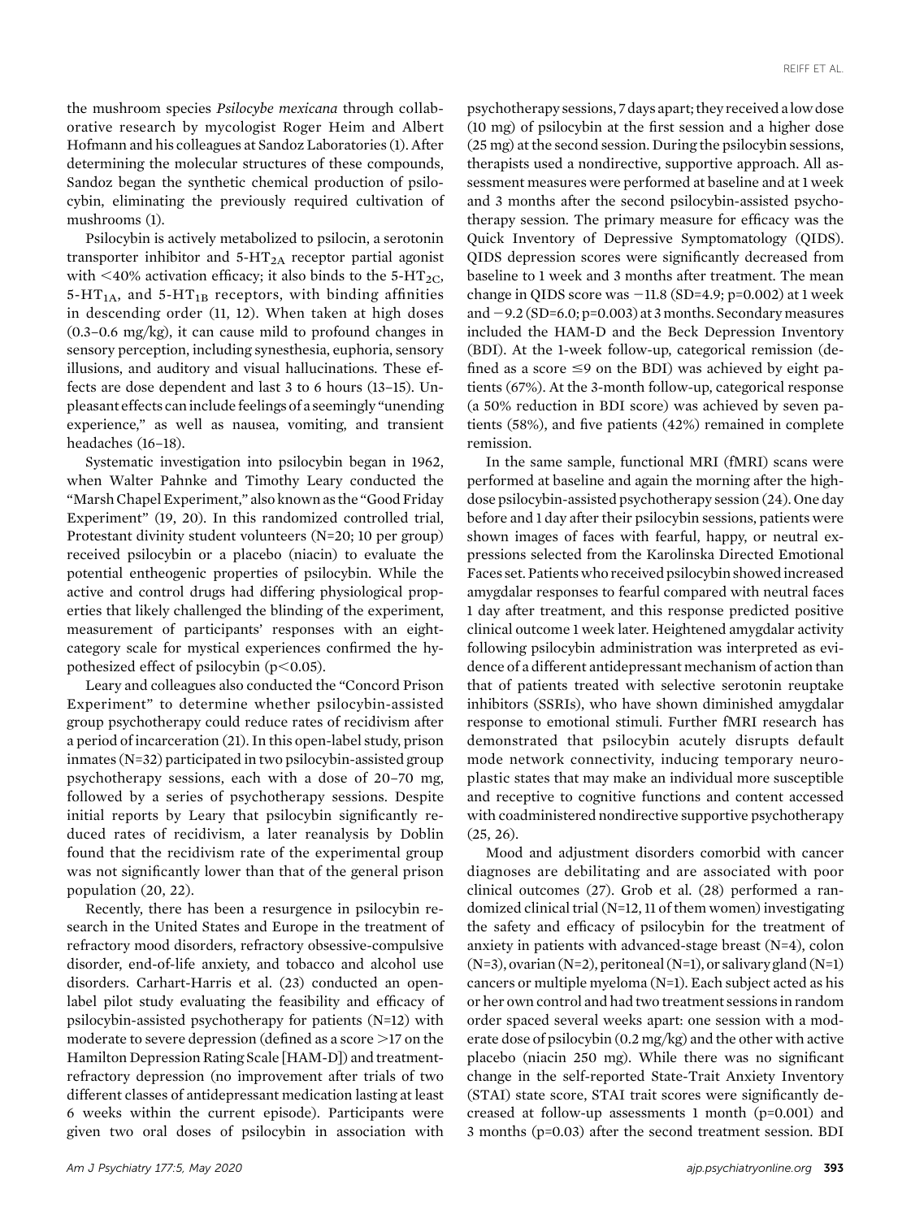the mushroom species *Psilocybe mexicana* through collaborative research by mycologist Roger Heim and Albert Hofmann and his colleagues at Sandoz Laboratories (1). After determining the molecular structures of these compounds, Sandoz began the synthetic chemical production of psilocybin, eliminating the previously required cultivation of mushrooms (1).

Psilocybin is actively metabolized to psilocin, a serotonin transporter inhibitor and 5-$HT_{2A}$ receptor partial agonist with <40% activation efficacy; it also binds to the 5-$HT_{2C}$, 5-$HT_{1A}$, and 5-$HT_{1B}$ receptors, with binding affinities in descending order (11, 12). When taken at high doses (0.3–0.6 mg/kg), it can cause mild to profound changes in sensory perception, including synesthesia, euphoria, sensory illusions, and auditory and visual hallucinations. These effects are dose dependent and last 3 to 6 hours (13–15). Unpleasant effects can include feelings of a seemingly "unending experience," as well as nausea, vomiting, and transient headaches (16–18).

Systematic investigation into psilocybin began in 1962, when Walter Pahnke and Timothy Leary conducted the "Marsh Chapel Experiment," also known as the "Good Friday Experiment" (19, 20). In this randomized controlled trial, Protestant divinity student volunteers (N=20; 10 per group) received psilocybin or a placebo (niacin) to evaluate the potential entheogenic properties of psilocybin. While the active and control drugs had differing physiological properties that likely challenged the blinding of the experiment, measurement of participants' responses with an eight-category scale for mystical experiences confirmed the hypothesized effect of psilocybin ($p<0.05$).

Leary and colleagues also conducted the "Concord Prison Experiment" to determine whether psilocybin-assisted group psychotherapy could reduce rates of recidivism after a period of incarceration (21). In this open-label study, prison inmates (N=32) participated in two psilocybin-assisted group psychotherapy sessions, each with a dose of 20–70 mg, followed by a series of psychotherapy sessions. Despite initial reports by Leary that psilocybin significantly reduced rates of recidivism, a later reanalysis by Doblin found that the recidivism rate of the experimental group was not significantly lower than that of the general prison population (20, 22).

Recently, there has been a resurgence in psilocybin research in the United States and Europe in the treatment of refractory mood disorders, refractory obsessive-compulsive disorder, end-of-life anxiety, and tobacco and alcohol use disorders. Carhart-Harris et al. (23) conducted an open-label pilot study evaluating the feasibility and efficacy of psilocybin-assisted psychotherapy for patients (N=12) with moderate to severe depression (defined as a score >17 on the Hamilton Depression Rating Scale [HAM-D]) and treatment-refractory depression (no improvement after trials of two different classes of antidepressant medication lasting at least 6 weeks within the current episode). Participants were given two oral doses of psilocybin in association with psychotherapy sessions, 7 days apart; they received a low dose (10 mg) of psilocybin at the first session and a higher dose (25 mg) at the second session. During the psilocybin sessions, therapists used a nondirective, supportive approach. All assessment measures were performed at baseline and at 1 week and 3 months after the second psilocybin-assisted psychotherapy session. The primary measure for efficacy was the Quick Inventory of Depressive Symptomatology (QIDS). QIDS depression scores were significantly decreased from baseline to 1 week and 3 months after treatment. The mean change in QIDS score was −11.8 (SD=4.9; p=0.002) at 1 week and −9.2 (SD=6.0; p=0.003) at 3 months. Secondary measures included the HAM-D and the Beck Depression Inventory (BDI). At the 1-week follow-up, categorical remission (defined as a score ≤9 on the BDI) was achieved by eight patients (67%). At the 3-month follow-up, categorical response (a 50% reduction in BDI score) was achieved by seven patients (58%), and five patients (42%) remained in complete remission.

In the same sample, functional MRI (fMRI) scans were performed at baseline and again the morning after the high-dose psilocybin-assisted psychotherapy session (24). One day before and 1 day after their psilocybin sessions, patients were shown images of faces with fearful, happy, or neutral expressions selected from the Karolinska Directed Emotional Faces set. Patients who received psilocybin showed increased amygdalar responses to fearful compared with neutral faces 1 day after treatment, and this response predicted positive clinical outcome 1 week later. Heightened amygdalar activity following psilocybin administration was interpreted as evidence of a different antidepressant mechanism of action than that of patients treated with selective serotonin reuptake inhibitors (SSRIs), who have shown diminished amygdalar response to emotional stimuli. Further fMRI research has demonstrated that psilocybin acutely disrupts default mode network connectivity, inducing temporary neuroplastic states that may make an individual more susceptible and receptive to cognitive functions and content accessed with coadministered nondirective supportive psychotherapy (25, 26).

Mood and adjustment disorders comorbid with cancer diagnoses are debilitating and are associated with poor clinical outcomes (27). Grob et al. (28) performed a randomized clinical trial (N=12, 11 of them women) investigating the safety and efficacy of psilocybin for the treatment of anxiety in patients with advanced-stage breast (N=4), colon (N=3), ovarian (N=2), peritoneal (N=1), or salivary gland (N=1) cancers or multiple myeloma (N=1). Each subject acted as his or her own control and had two treatment sessions in random order spaced several weeks apart: one session with a moderate dose of psilocybin (0.2 mg/kg) and the other with active placebo (niacin 250 mg). While there was no significant change in the self-reported State-Trait Anxiety Inventory (STAI) state score, STAI trait scores were significantly decreased at follow-up assessments 1 month (p=0.001) and 3 months (p=0.03) after the second treatment session. BDI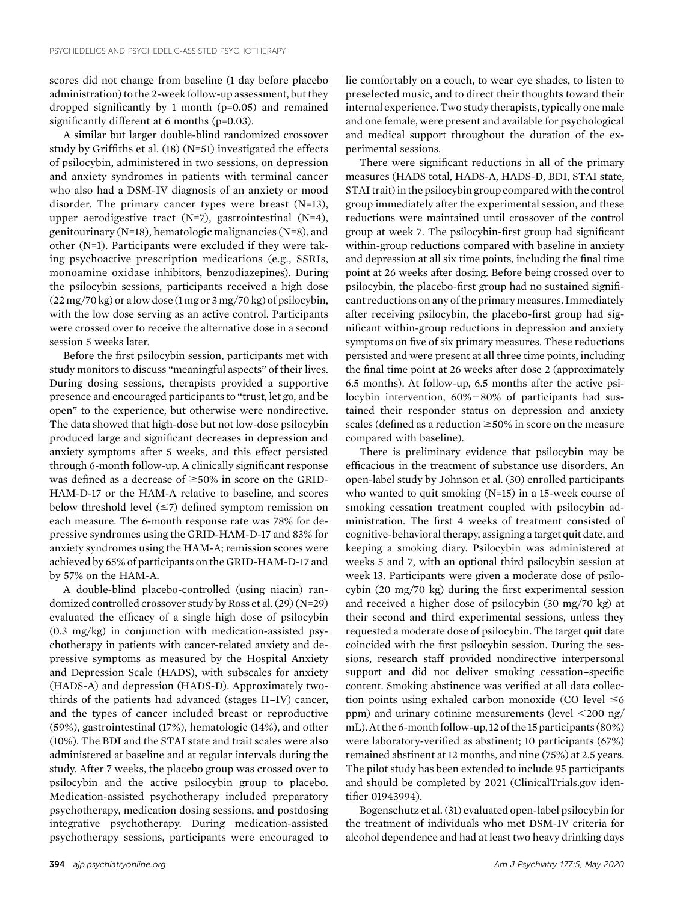scores did not change from baseline (1 day before placebo administration) to the 2-week follow-up assessment, but they dropped significantly by 1 month ($p=0.05$) and remained significantly different at 6 months ($p=0.03$).

A similar but larger double-blind randomized crossover study by Griffiths et al. (18) (N=51) investigated the effects of psilocybin, administered in two sessions, on depression and anxiety syndromes in patients with terminal cancer who also had a DSM-IV diagnosis of an anxiety or mood disorder. The primary cancer types were breast (N=13), upper aerodigestive tract (N=7), gastrointestinal (N=4), genitourinary (N=18), hematologic malignancies (N=8), and other (N=1). Participants were excluded if they were taking psychoactive prescription medications (e.g., SSRIs, monoamine oxidase inhibitors, benzodiazepines). During the psilocybin sessions, participants received a high dose (22 mg/70 kg) or a low dose (1 mg or 3 mg/70 kg) of psilocybin, with the low dose serving as an active control. Participants were crossed over to receive the alternative dose in a second session 5 weeks later.

Before the first psilocybin session, participants met with study monitors to discuss "meaningful aspects" of their lives. During dosing sessions, therapists provided a supportive presence and encouraged participants to "trust, let go, and be open" to the experience, but otherwise were nondirective. The data showed that high-dose but not low-dose psilocybin produced large and significant decreases in depression and anxiety symptoms after 5 weeks, and this effect persisted through 6-month follow-up. A clinically significant response was defined as a decrease of ≥50% in score on the GRID-HAM-D-17 or the HAM-A relative to baseline, and scores below threshold level (≤7) defined symptom remission on each measure. The 6-month response rate was 78% for depressive syndromes using the GRID-HAM-D-17 and 83% for anxiety syndromes using the HAM-A; remission scores were achieved by 65% of participants on the GRID-HAM-D-17 and by 57% on the HAM-A.

A double-blind placebo-controlled (using niacin) randomized controlled crossover study by Ross et al. (29) (N=29) evaluated the efficacy of a single high dose of psilocybin (0.3 mg/kg) in conjunction with medication-assisted psychotherapy in patients with cancer-related anxiety and depressive symptoms as measured by the Hospital Anxiety and Depression Scale (HADS), with subscales for anxiety (HADS-A) and depression (HADS-D). Approximately two-thirds of the patients had advanced (stages II–IV) cancer, and the types of cancer included breast or reproductive (59%), gastrointestinal (17%), hematologic (14%), and other (10%). The BDI and the STAI state and trait scales were also administered at baseline and at regular intervals during the study. After 7 weeks, the placebo group was crossed over to psilocybin and the active psilocybin group to placebo. Medication-assisted psychotherapy included preparatory psychotherapy, medication dosing sessions, and postdosing integrative psychotherapy. During medication-assisted psychotherapy sessions, participants were encouraged to lie comfortably on a couch, to wear eye shades, to listen to preselected music, and to direct their thoughts toward their internal experience. Two study therapists, typically one male and one female, were present and available for psychological and medical support throughout the duration of the experimental sessions.

There were significant reductions in all of the primary measures (HADS total, HADS-A, HADS-D, BDI, STAI state, STAI trait) in the psilocybin group compared with the control group immediately after the experimental session, and these reductions were maintained until crossover of the control group at week 7. The psilocybin-first group had significant within-group reductions compared with baseline in anxiety and depression at all six time points, including the final time point at 26 weeks after dosing. Before being crossed over to psilocybin, the placebo-first group had no sustained significant reductions on any of the primary measures. Immediately after receiving psilocybin, the placebo-first group had significant within-group reductions in depression and anxiety symptoms on five of six primary measures. These reductions persisted and were present at all three time points, including the final time point at 26 weeks after dose 2 (approximately 6.5 months). At follow-up, 6.5 months after the active psilocybin intervention, 60%–80% of participants had sustained their responder status on depression and anxiety scales (defined as a reduction ≥50% in score on the measure compared with baseline).

There is preliminary evidence that psilocybin may be efficacious in the treatment of substance use disorders. An open-label study by Johnson et al. (30) enrolled participants who wanted to quit smoking (N=15) in a 15-week course of smoking cessation treatment coupled with psilocybin administration. The first 4 weeks of treatment consisted of cognitive-behavioral therapy, assigning a target quit date, and keeping a smoking diary. Psilocybin was administered at weeks 5 and 7, with an optional third psilocybin session at week 13. Participants were given a moderate dose of psilocybin (20 mg/70 kg) during the first experimental session and received a higher dose of psilocybin (30 mg/70 kg) at their second and third experimental sessions, unless they requested a moderate dose of psilocybin. The target quit date coincided with the first psilocybin session. During the sessions, research staff provided nondirective interpersonal support and did not deliver smoking cessation–specific content. Smoking abstinence was verified at all data collection points using exhaled carbon monoxide (CO level ≤6 ppm) and urinary cotinine measurements (level <200 ng/mL). At the 6-month follow-up, 12 of the 15 participants (80%) were laboratory-verified as abstinent; 10 participants (67%) remained abstinent at 12 months, and nine (75%) at 2.5 years. The pilot study has been extended to include 95 participants and should be completed by 2021 (ClinicalTrials.gov identifier 01943994).

Bogenschutz et al. (31) evaluated open-label psilocybin for the treatment of individuals who met DSM-IV criteria for alcohol dependence and had at least two heavy drinking days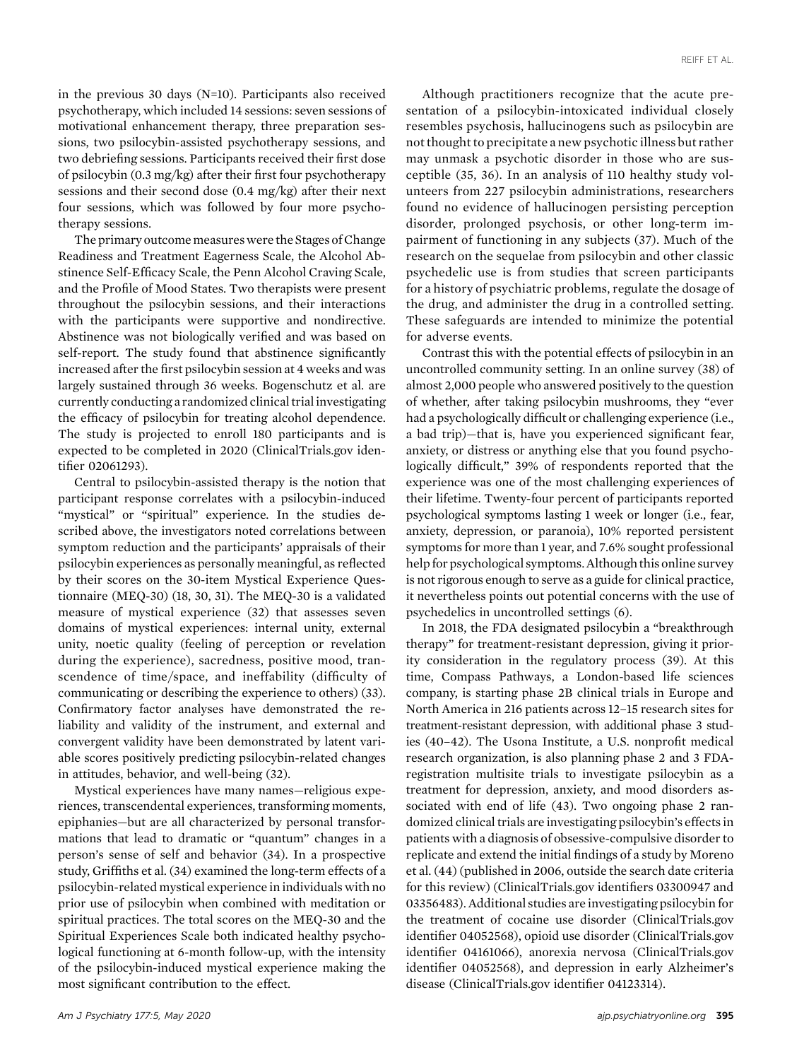in the previous 30 days (N=10). Participants also received psychotherapy, which included 14 sessions: seven sessions of motivational enhancement therapy, three preparation sessions, two psilocybin-assisted psychotherapy sessions, and two debriefing sessions. Participants received their first dose of psilocybin (0.3 mg/kg) after their first four psychotherapy sessions and their second dose (0.4 mg/kg) after their next four sessions, which was followed by four more psychotherapy sessions.

The primary outcome measures were the Stages of Change Readiness and Treatment Eagerness Scale, the Alcohol Abstinence Self-Efficacy Scale, the Penn Alcohol Craving Scale, and the Profile of Mood States. Two therapists were present throughout the psilocybin sessions, and their interactions with the participants were supportive and nondirective. Abstinence was not biologically verified and was based on self-report. The study found that abstinence significantly increased after the first psilocybin session at 4 weeks and was largely sustained through 36 weeks. Bogenschutz et al. are currently conducting a randomized clinical trial investigating the efficacy of psilocybin for treating alcohol dependence. The study is projected to enroll 180 participants and is expected to be completed in 2020 (ClinicalTrials.gov identifier 02061293).

Central to psilocybin-assisted therapy is the notion that participant response correlates with a psilocybin-induced "mystical" or "spiritual" experience. In the studies described above, the investigators noted correlations between symptom reduction and the participants' appraisals of their psilocybin experiences as personally meaningful, as reflected by their scores on the 30-item Mystical Experience Questionnaire (MEQ-30) (18, 30, 31). The MEQ-30 is a validated measure of mystical experience (32) that assesses seven domains of mystical experiences: internal unity, external unity, noetic quality (feeling of perception or revelation during the experience), sacredness, positive mood, transcendence of time/space, and ineffability (difficulty of communicating or describing the experience to others) (33). Confirmatory factor analyses have demonstrated the reliability and validity of the instrument, and external and convergent validity have been demonstrated by latent variable scores positively predicting psilocybin-related changes in attitudes, behavior, and well-being (32).

Mystical experiences have many names—religious experiences, transcendental experiences, transforming moments, epiphanies—but are all characterized by personal transformations that lead to dramatic or "quantum" changes in a person's sense of self and behavior (34). In a prospective study, Griffiths et al. (34) examined the long-term effects of a psilocybin-related mystical experience in individuals with no prior use of psilocybin when combined with meditation or spiritual practices. The total scores on the MEQ-30 and the Spiritual Experiences Scale both indicated healthy psychological functioning at 6-month follow-up, with the intensity of the psilocybin-induced mystical experience making the most significant contribution to the effect.

Although practitioners recognize that the acute presentation of a psilocybin-intoxicated individual closely resembles psychosis, hallucinogens such as psilocybin are not thought to precipitate a new psychotic illness but rather may unmask a psychotic disorder in those who are susceptible (35, 36). In an analysis of 110 healthy study volunteers from 227 psilocybin administrations, researchers found no evidence of hallucinogen persisting perception disorder, prolonged psychosis, or other long-term impairment of functioning in any subjects (37). Much of the research on the sequelae from psilocybin and other classic psychedelic use is from studies that screen participants for a history of psychiatric problems, regulate the dosage of the drug, and administer the drug in a controlled setting. These safeguards are intended to minimize the potential for adverse events.

Contrast this with the potential effects of psilocybin in an uncontrolled community setting. In an online survey (38) of almost 2,000 people who answered positively to the question of whether, after taking psilocybin mushrooms, they "ever had a psychologically difficult or challenging experience (i.e., a bad trip)—that is, have you experienced significant fear, anxiety, or distress or anything else that you found psychologically difficult," 39% of respondents reported that the experience was one of the most challenging experiences of their lifetime. Twenty-four percent of participants reported psychological symptoms lasting 1 week or longer (i.e., fear, anxiety, depression, or paranoia), 10% reported persistent symptoms for more than 1 year, and 7.6% sought professional help for psychological symptoms. Although this online survey is not rigorous enough to serve as a guide for clinical practice, it nevertheless points out potential concerns with the use of psychedelics in uncontrolled settings (6).

In 2018, the FDA designated psilocybin a "breakthrough therapy" for treatment-resistant depression, giving it priority consideration in the regulatory process (39). At this time, Compass Pathways, a London-based life sciences company, is starting phase 2B clinical trials in Europe and North America in 216 patients across 12–15 research sites for treatment-resistant depression, with additional phase 3 studies (40–42). The Usona Institute, a U.S. nonprofit medical research organization, is also planning phase 2 and 3 FDA-registration multisite trials to investigate psilocybin as a treatment for depression, anxiety, and mood disorders associated with end of life (43). Two ongoing phase 2 randomized clinical trials are investigating psilocybin's effects in patients with a diagnosis of obsessive-compulsive disorder to replicate and extend the initial findings of a study by Moreno et al. (44) (published in 2006, outside the search date criteria for this review) (ClinicalTrials.gov identifiers 03300947 and 03356483). Additional studies are investigating psilocybin for the treatment of cocaine use disorder (ClinicalTrials.gov identifier 04052568), opioid use disorder (ClinicalTrials.gov identifier 04161066), anorexia nervosa (ClinicalTrials.gov identifier 04052568), and depression in early Alzheimer's disease (ClinicalTrials.gov identifier 04123314).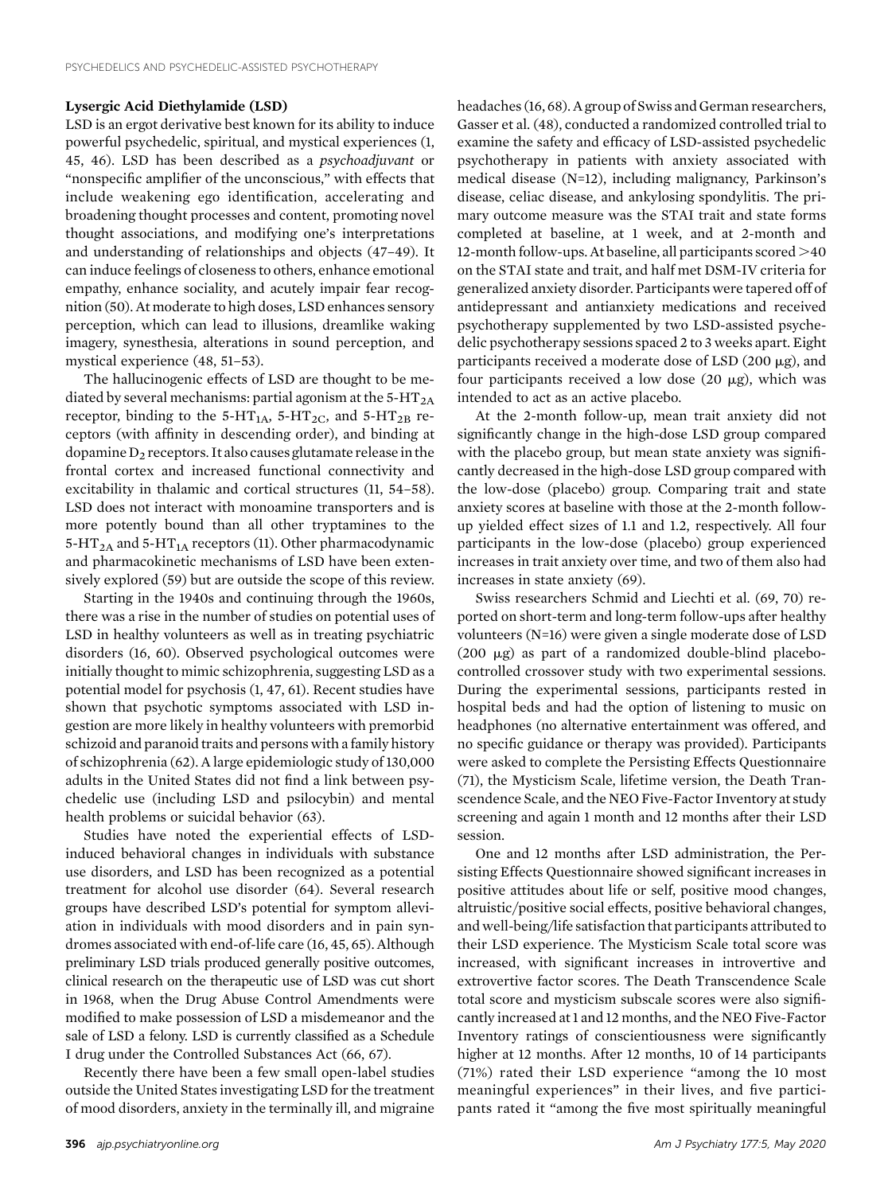### Lysergic Acid Diethylamide (LSD)

LSD is an ergot derivative best known for its ability to induce powerful psychedelic, spiritual, and mystical experiences (1, 45, 46). LSD has been described as a *psychoadjuvant* or "nonspecific amplifier of the unconscious," with effects that include weakening ego identification, accelerating and broadening thought processes and content, promoting novel thought associations, and modifying one's interpretations and understanding of relationships and objects (47–49). It can induce feelings of closeness to others, enhance emotional empathy, enhance sociality, and acutely impair fear recognition (50). At moderate to high doses, LSD enhances sensory perception, which can lead to illusions, dreamlike waking imagery, synesthesia, alterations in sound perception, and mystical experience (48, 51–53).

The hallucinogenic effects of LSD are thought to be mediated by several mechanisms: partial agonism at the 5-$HT_{2A}$ receptor, binding to the 5-$HT_{1A}$, 5-$HT_{2C}$, and 5-$HT_{2B}$ receptors (with affinity in descending order), and binding at dopamine $D_2$ receptors. It also causes glutamate release in the frontal cortex and increased functional connectivity and excitability in thalamic and cortical structures (11, 54–58). LSD does not interact with monoamine transporters and is more potently bound than all other tryptamines to the 5-$HT_{2A}$ and 5-$HT_{1A}$ receptors (11). Other pharmacodynamic and pharmacokinetic mechanisms of LSD have been extensively explored (59) but are outside the scope of this review.

Starting in the 1940s and continuing through the 1960s, there was a rise in the number of studies on potential uses of LSD in healthy volunteers as well as in treating psychiatric disorders (16, 60). Observed psychological outcomes were initially thought to mimic schizophrenia, suggesting LSD as a potential model for psychosis (1, 47, 61). Recent studies have shown that psychotic symptoms associated with LSD ingestion are more likely in healthy volunteers with premorbid schizoid and paranoid traits and persons with a family history of schizophrenia (62). A large epidemiologic study of 130,000 adults in the United States did not find a link between psychedelic use (including LSD and psilocybin) and mental health problems or suicidal behavior (63).

Studies have noted the experiential effects of LSD-induced behavioral changes in individuals with substance use disorders, and LSD has been recognized as a potential treatment for alcohol use disorder (64). Several research groups have described LSD's potential for symptom alleviation in individuals with mood disorders and in pain syndromes associated with end-of-life care (16, 45, 65). Although preliminary LSD trials produced generally positive outcomes, clinical research on the therapeutic use of LSD was cut short in 1968, when the Drug Abuse Control Amendments were modified to make possession of LSD a misdemeanor and the sale of LSD a felony. LSD is currently classified as a Schedule I drug under the Controlled Substances Act (66, 67).

Recently there have been a few small open-label studies outside the United States investigating LSD for the treatment of mood disorders, anxiety in the terminally ill, and migraine headaches (16, 68). A group of Swiss and German researchers, Gasser et al. (48), conducted a randomized controlled trial to examine the safety and efficacy of LSD-assisted psychedelic psychotherapy in patients with anxiety associated with medical disease (N=12), including malignancy, Parkinson's disease, celiac disease, and ankylosing spondylitis. The primary outcome measure was the STAI trait and state forms completed at baseline, at 1 week, and at 2-month and 12-month follow-ups. At baseline, all participants scored >40 on the STAI state and trait, and half met DSM-IV criteria for generalized anxiety disorder. Participants were tapered off of antidepressant and antianxiety medications and received psychotherapy supplemented by two LSD-assisted psychedelic psychotherapy sessions spaced 2 to 3 weeks apart. Eight participants received a moderate dose of LSD (200 μg), and four participants received a low dose (20 μg), which was intended to act as an active placebo.

At the 2-month follow-up, mean trait anxiety did not significantly change in the high-dose LSD group compared with the placebo group, but mean state anxiety was significantly decreased in the high-dose LSD group compared with the low-dose (placebo) group. Comparing trait and state anxiety scores at baseline with those at the 2-month follow-up yielded effect sizes of 1.1 and 1.2, respectively. All four participants in the low-dose (placebo) group experienced increases in trait anxiety over time, and two of them also had increases in state anxiety (69).

Swiss researchers Schmid and Liechti et al. (69, 70) reported on short-term and long-term follow-ups after healthy volunteers (N=16) were given a single moderate dose of LSD (200 μg) as part of a randomized double-blind placebo-controlled crossover study with two experimental sessions. During the experimental sessions, participants rested in hospital beds and had the option of listening to music on headphones (no alternative entertainment was offered, and no specific guidance or therapy was provided). Participants were asked to complete the Persisting Effects Questionnaire (71), the Mysticism Scale, lifetime version, the Death Transcendence Scale, and the NEO Five-Factor Inventory at study screening and again 1 month and 12 months after their LSD session.

One and 12 months after LSD administration, the Persisting Effects Questionnaire showed significant increases in positive attitudes about life or self, positive mood changes, altruistic/positive social effects, positive behavioral changes, and well-being/life satisfaction that participants attributed to their LSD experience. The Mysticism Scale total score was increased, with significant increases in introvertive and extrovertive factor scores. The Death Transcendence Scale total score and mysticism subscale scores were also significantly increased at 1 and 12 months, and the NEO Five-Factor Inventory ratings of conscientiousness were significantly higher at 12 months. After 12 months, 10 of 14 participants (71%) rated their LSD experience "among the 10 most meaningful experiences" in their lives, and five participants rated it "among the five most spiritually meaningful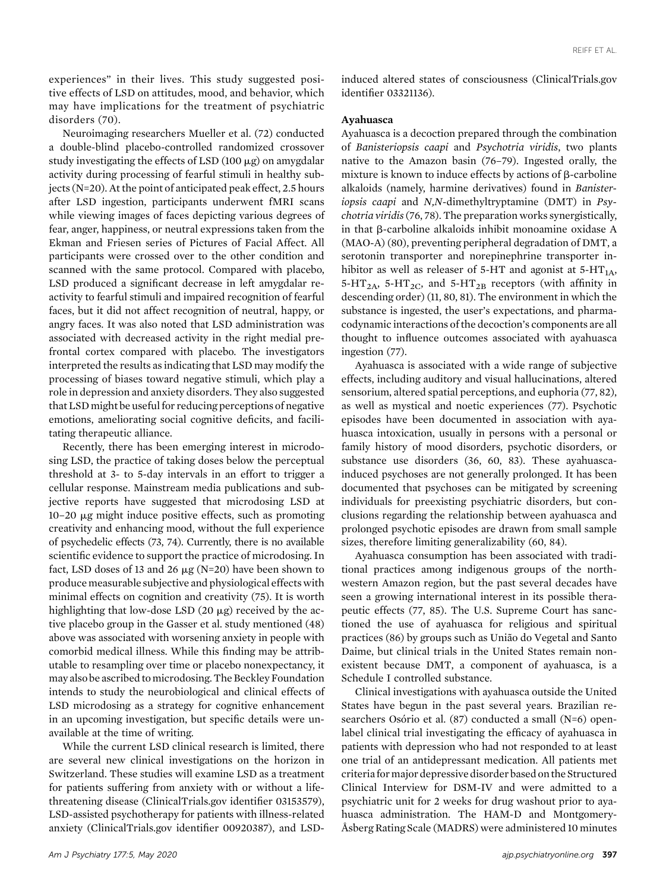experiences" in their lives. This study suggested positive effects of LSD on attitudes, mood, and behavior, which may have implications for the treatment of psychiatric disorders (70).

Neuroimaging researchers Mueller et al. (72) conducted a double-blind placebo-controlled randomized crossover study investigating the effects of LSD (100 μg) on amygdalar activity during processing of fearful stimuli in healthy subjects (N=20). At the point of anticipated peak effect, 2.5 hours after LSD ingestion, participants underwent fMRI scans while viewing images of faces depicting various degrees of fear, anger, happiness, or neutral expressions taken from the Ekman and Friesen series of Pictures of Facial Affect. All participants were crossed over to the other condition and scanned with the same protocol. Compared with placebo, LSD produced a significant decrease in left amygdalar reactivity to fearful stimuli and impaired recognition of fearful faces, but it did not affect recognition of neutral, happy, or angry faces. It was also noted that LSD administration was associated with decreased activity in the right medial prefrontal cortex compared with placebo. The investigators interpreted the results as indicating that LSD may modify the processing of biases toward negative stimuli, which play a role in depression and anxiety disorders. They also suggested that LSD might be useful for reducing perceptions of negative emotions, ameliorating social cognitive deficits, and facilitating therapeutic alliance.

Recently, there has been emerging interest in microdosing LSD, the practice of taking doses below the perceptual threshold at 3- to 5-day intervals in an effort to trigger a cellular response. Mainstream media publications and subjective reports have suggested that microdosing LSD at 10–20 μg might induce positive effects, such as promoting creativity and enhancing mood, without the full experience of psychedelic effects (73, 74). Currently, there is no available scientific evidence to support the practice of microdosing. In fact, LSD doses of 13 and 26 μg (N=20) have been shown to produce measurable subjective and physiological effects with minimal effects on cognition and creativity (75). It is worth highlighting that low-dose LSD (20 μg) received by the active placebo group in the Gasser et al. study mentioned (48) above was associated with worsening anxiety in people with comorbid medical illness. While this finding may be attributable to resampling over time or placebo nonexpectancy, it may also be ascribed to microdosing. The Beckley Foundation intends to study the neurobiological and clinical effects of LSD microdosing as a strategy for cognitive enhancement in an upcoming investigation, but specific details were unavailable at the time of writing.

While the current LSD clinical research is limited, there are several new clinical investigations on the horizon in Switzerland. These studies will examine LSD as a treatment for patients suffering from anxiety with or without a life-threatening disease (ClinicalTrials.gov identifier 03153579), LSD-assisted psychotherapy for patients with illness-related anxiety (ClinicalTrials.gov identifier 00920387), and LSD-induced altered states of consciousness (ClinicalTrials.gov identifier 03321136).

### Ayahuasca

Ayahuasca is a decoction prepared through the combination of *Banisteriopsis caapi* and *Psychotria viridis*, two plants native to the Amazon basin (76–79). Ingested orally, the mixture is known to induce effects by actions of β-carboline alkaloids (namely, harmine derivatives) found in *Banisteriopsis caapi* and *N,N*-dimethyltryptamine (DMT) in *Psychotria viridis* (76, 78). The preparation works synergistically, in that β-carboline alkaloids inhibit monoamine oxidase A (MAO-A) (80), preventing peripheral degradation of DMT, a serotonin transporter and norepinephrine transporter inhibitor as well as releaser of 5-HT and agonist at $5\text{-HT}_{1A}$, $5\text{-HT}_{2A}$, $5\text{-HT}_{2C}$, and $5\text{-HT}_{2B}$ receptors (with affinity in descending order) (11, 80, 81). The environment in which the substance is ingested, the user's expectations, and pharmacodynamic interactions of the decoction's components are all thought to influence outcomes associated with ayahuasca ingestion (77).

Ayahuasca is associated with a wide range of subjective effects, including auditory and visual hallucinations, altered sensorium, altered spatial perceptions, and euphoria (77, 82), as well as mystical and noetic experiences (77). Psychotic episodes have been documented in association with ayahuasca intoxication, usually in persons with a personal or family history of mood disorders, psychotic disorders, or substance use disorders (36, 60, 83). These ayahuasca-induced psychoses are not generally prolonged. It has been documented that psychoses can be mitigated by screening individuals for preexisting psychiatric disorders, but conclusions regarding the relationship between ayahuasca and prolonged psychotic episodes are drawn from small sample sizes, therefore limiting generalizability (60, 84).

Ayahuasca consumption has been associated with traditional practices among indigenous groups of the northwestern Amazon region, but the past several decades have seen a growing international interest in its possible therapeutic effects (77, 85). The U.S. Supreme Court has sanctioned the use of ayahuasca for religious and spiritual practices (86) by groups such as União do Vegetal and Santo Daime, but clinical trials in the United States remain nonexistent because DMT, a component of ayahuasca, is a Schedule I controlled substance.

Clinical investigations with ayahuasca outside the United States have begun in the past several years. Brazilian researchers Osório et al. (87) conducted a small (N=6) open-label clinical trial investigating the efficacy of ayahuasca in patients with depression who had not responded to at least one trial of an antidepressant medication. All patients met criteria for major depressive disorder based on the Structured Clinical Interview for DSM-IV and were admitted to a psychiatric unit for 2 weeks for drug washout prior to ayahuasca administration. The HAM-D and Montgomery-Åsberg Rating Scale (MADRS) were administered 10 minutes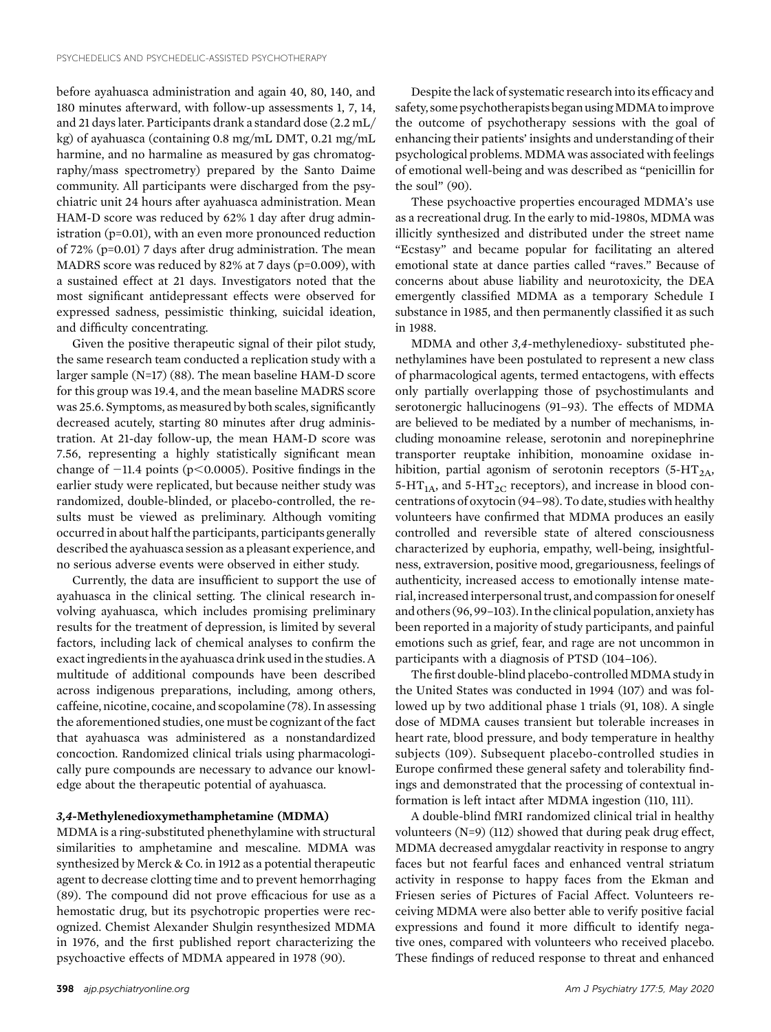before ayahuasca administration and again 40, 80, 140, and 180 minutes afterward, with follow-up assessments 1, 7, 14, and 21 days later. Participants drank a standard dose (2.2 mL/kg) of ayahuasca (containing 0.8 mg/mL DMT, 0.21 mg/mL harmine, and no harmaline as measured by gas chromatography/mass spectrometry) prepared by the Santo Daime community. All participants were discharged from the psychiatric unit 24 hours after ayahuasca administration. Mean HAM-D score was reduced by 62% 1 day after drug administration ($p=0.01$), with an even more pronounced reduction of 72% ($p=0.01$) 7 days after drug administration. The mean MADRS score was reduced by 82% at 7 days ($p=0.009$), with a sustained effect at 21 days. Investigators noted that the most significant antidepressant effects were observed for expressed sadness, pessimistic thinking, suicidal ideation, and difficulty concentrating.

Given the positive therapeutic signal of their pilot study, the same research team conducted a replication study with a larger sample (N=17) (88). The mean baseline HAM-D score for this group was 19.4, and the mean baseline MADRS score was 25.6. Symptoms, as measured by both scales, significantly decreased acutely, starting 80 minutes after drug administration. At 21-day follow-up, the mean HAM-D score was 7.56, representing a highly statistically significant mean change of −11.4 points ($p<0.0005$). Positive findings in the earlier study were replicated, but because neither study was randomized, double-blinded, or placebo-controlled, the results must be viewed as preliminary. Although vomiting occurred in about half the participants, participants generally described the ayahuasca session as a pleasant experience, and no serious adverse events were observed in either study.

Currently, the data are insufficient to support the use of ayahuasca in the clinical setting. The clinical research involving ayahuasca, which includes promising preliminary results for the treatment of depression, is limited by several factors, including lack of chemical analyses to confirm the exact ingredients in the ayahuasca drink used in the studies. A multitude of additional compounds have been described across indigenous preparations, including, among others, caffeine, nicotine, cocaine, and scopolamine (78). In assessing the aforementioned studies, one must be cognizant of the fact that ayahuasca was administered as a nonstandardized concoction. Randomized clinical trials using pharmacologically pure compounds are necessary to advance our knowledge about the therapeutic potential of ayahuasca.

### *3,4*-Methylenedioxymethamphetamine (MDMA)

MDMA is a ring-substituted phenethylamine with structural similarities to amphetamine and mescaline. MDMA was synthesized by Merck & Co. in 1912 as a potential therapeutic agent to decrease clotting time and to prevent hemorrhaging (89). The compound did not prove efficacious for use as a hemostatic drug, but its psychotropic properties were recognized. Chemist Alexander Shulgin resynthesized MDMA in 1976, and the first published report characterizing the psychoactive effects of MDMA appeared in 1978 (90).

Despite the lack of systematic research into its efficacy and safety, some psychotherapists began using MDMA to improve the outcome of psychotherapy sessions with the goal of enhancing their patients' insights and understanding of their psychological problems. MDMA was associated with feelings of emotional well-being and was described as "penicillin for the soul" (90).

These psychoactive properties encouraged MDMA's use as a recreational drug. In the early to mid-1980s, MDMA was illicitly synthesized and distributed under the street name "Ecstasy" and became popular for facilitating an altered emotional state at dance parties called "raves." Because of concerns about abuse liability and neurotoxicity, the DEA emergently classified MDMA as a temporary Schedule I substance in 1985, and then permanently classified it as such in 1988.

MDMA and other *3,4*-methylenedioxy- substituted phenethylamines have been postulated to represent a new class of pharmacological agents, termed entactogens, with effects only partially overlapping those of psychostimulants and serotonergic hallucinogens (91–93). The effects of MDMA are believed to be mediated by a number of mechanisms, including monoamine release, serotonin and norepinephrine transporter reuptake inhibition, monoamine oxidase inhibition, partial agonism of serotonin receptors ($5\text{-HT}_{2A}$, $5\text{-HT}_{1A}$, and $5\text{-HT}_{2C}$ receptors), and increase in blood concentrations of oxytocin (94–98). To date, studies with healthy volunteers have confirmed that MDMA produces an easily controlled and reversible state of altered consciousness characterized by euphoria, empathy, well-being, insightfulness, extraversion, positive mood, gregariousness, feelings of authenticity, increased access to emotionally intense material, increased interpersonal trust, and compassion for oneself and others (96, 99–103). In the clinical population, anxiety has been reported in a majority of study participants, and painful emotions such as grief, fear, and rage are not uncommon in participants with a diagnosis of PTSD (104–106).

The first double-blind placebo-controlled MDMA study in the United States was conducted in 1994 (107) and was followed up by two additional phase 1 trials (91, 108). A single dose of MDMA causes transient but tolerable increases in heart rate, blood pressure, and body temperature in healthy subjects (109). Subsequent placebo-controlled studies in Europe confirmed these general safety and tolerability findings and demonstrated that the processing of contextual information is left intact after MDMA ingestion (110, 111).

A double-blind fMRI randomized clinical trial in healthy volunteers (N=9) (112) showed that during peak drug effect, MDMA decreased amygdalar reactivity in response to angry faces but not fearful faces and enhanced ventral striatum activity in response to happy faces from the Ekman and Friesen series of Pictures of Facial Affect. Volunteers receiving MDMA were also better able to verify positive facial expressions and found it more difficult to identify negative ones, compared with volunteers who received placebo. These findings of reduced response to threat and enhanced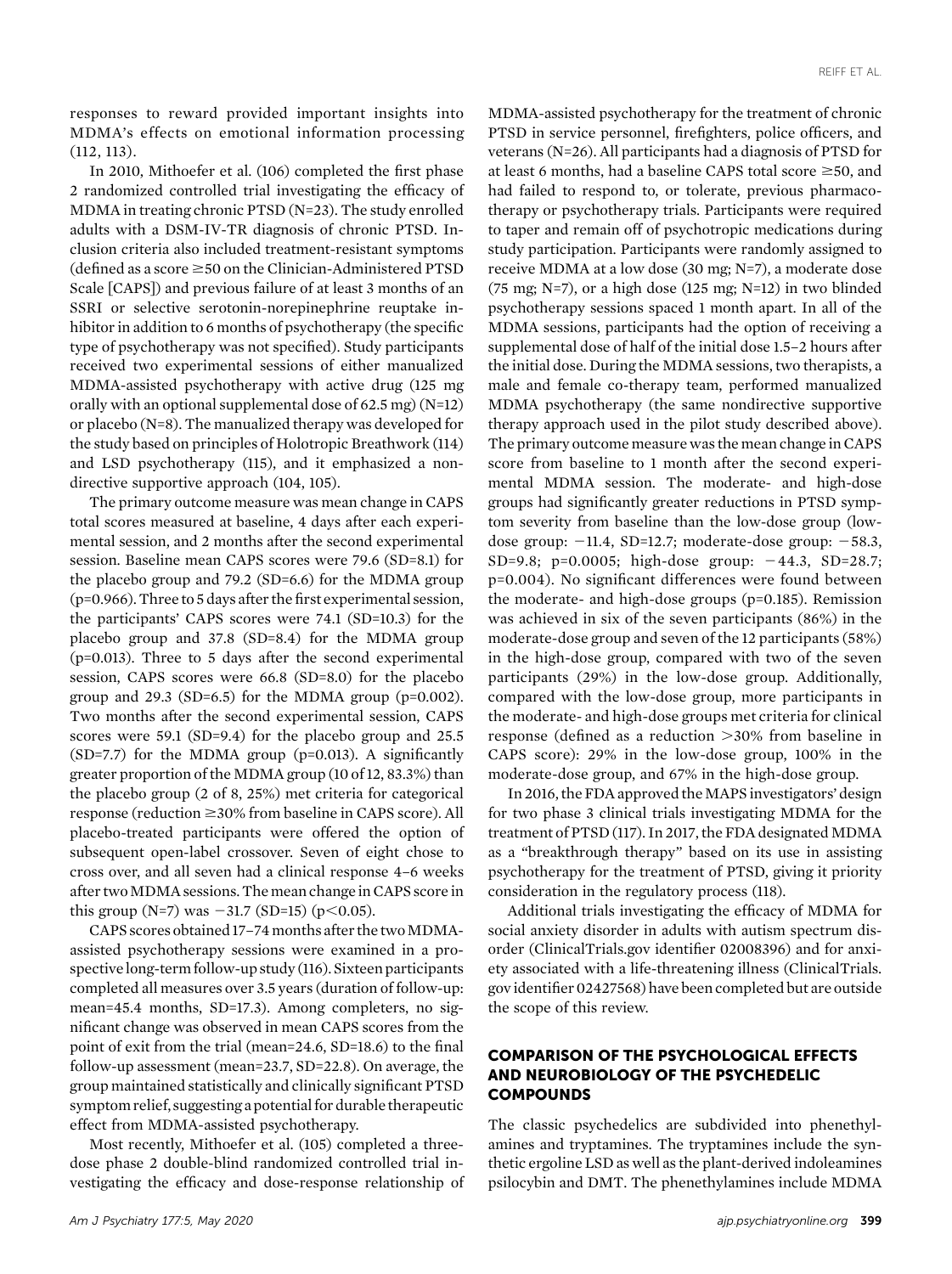responses to reward provided important insights into MDMA's effects on emotional information processing (112, 113).

In 2010, Mithoefer et al. (106) completed the first phase 2 randomized controlled trial investigating the efficacy of MDMA in treating chronic PTSD (N=23). The study enrolled adults with a DSM-IV-TR diagnosis of chronic PTSD. Inclusion criteria also included treatment-resistant symptoms (defined as a score ≥50 on the Clinician-Administered PTSD Scale [CAPS]) and previous failure of at least 3 months of an SSRI or selective serotonin-norepinephrine reuptake inhibitor in addition to 6 months of psychotherapy (the specific type of psychotherapy was not specified). Study participants received two experimental sessions of either manualized MDMA-assisted psychotherapy with active drug (125 mg orally with an optional supplemental dose of 62.5 mg) (N=12) or placebo (N=8). The manualized therapy was developed for the study based on principles of Holotropic Breathwork (114) and LSD psychotherapy (115), and it emphasized a nondirective supportive approach (104, 105).

The primary outcome measure was mean change in CAPS total scores measured at baseline, 4 days after each experimental session, and 2 months after the second experimental session. Baseline mean CAPS scores were 79.6 (SD=8.1) for the placebo group and 79.2 (SD=6.6) for the MDMA group (p=0.966). Three to 5 days after the first experimental session, the participants' CAPS scores were 74.1 (SD=10.3) for the placebo group and 37.8 (SD=8.4) for the MDMA group (p=0.013). Three to 5 days after the second experimental session, CAPS scores were 66.8 (SD=8.0) for the placebo group and 29.3 (SD=6.5) for the MDMA group (p=0.002). Two months after the second experimental session, CAPS scores were 59.1 (SD=9.4) for the placebo group and 25.5 (SD=7.7) for the MDMA group (p=0.013). A significantly greater proportion of the MDMA group (10 of 12, 83.3%) than the placebo group (2 of 8, 25%) met criteria for categorical response (reduction ≥30% from baseline in CAPS score). All placebo-treated participants were offered the option of subsequent open-label crossover. Seven of eight chose to cross over, and all seven had a clinical response 4–6 weeks after two MDMA sessions. The mean change in CAPS score in this group (N=7) was −31.7 (SD=15) ($p<0.05$).

CAPS scores obtained 17–74 months after the two MDMA-assisted psychotherapy sessions were examined in a prospective long-term follow-up study (116). Sixteen participants completed all measures over 3.5 years (duration of follow-up: mean=45.4 months, SD=17.3). Among completers, no significant change was observed in mean CAPS scores from the point of exit from the trial (mean=24.6, SD=18.6) to the final follow-up assessment (mean=23.7, SD=22.8). On average, the group maintained statistically and clinically significant PTSD symptom relief, suggesting a potential for durable therapeutic effect from MDMA-assisted psychotherapy.

Most recently, Mithoefer et al. (105) completed a three-dose phase 2 double-blind randomized controlled trial investigating the efficacy and dose-response relationship of MDMA-assisted psychotherapy for the treatment of chronic PTSD in service personnel, firefighters, police officers, and veterans (N=26). All participants had a diagnosis of PTSD for at least 6 months, had a baseline CAPS total score ≥50, and had failed to respond to, or tolerate, previous pharmacotherapy or psychotherapy trials. Participants were required to taper and remain off of psychotropic medications during study participation. Participants were randomly assigned to receive MDMA at a low dose (30 mg; N=7), a moderate dose (75 mg; N=7), or a high dose (125 mg; N=12) in two blinded psychotherapy sessions spaced 1 month apart. In all of the MDMA sessions, participants had the option of receiving a supplemental dose of half of the initial dose 1.5–2 hours after the initial dose. During the MDMA sessions, two therapists, a male and female co-therapy team, performed manualized MDMA psychotherapy (the same nondirective supportive therapy approach used in the pilot study described above). The primary outcome measure was the mean change in CAPS score from baseline to 1 month after the second experimental MDMA session. The moderate- and high-dose groups had significantly greater reductions in PTSD symptom severity from baseline than the low-dose group (low-dose group: −11.4, SD=12.7; moderate-dose group: −58.3, SD=9.8; p=0.0005; high-dose group: −44.3, SD=28.7; p=0.004). No significant differences were found between the moderate- and high-dose groups (p=0.185). Remission was achieved in six of the seven participants (86%) in the moderate-dose group and seven of the 12 participants (58%) in the high-dose group, compared with two of the seven participants (29%) in the low-dose group. Additionally, compared with the low-dose group, more participants in the moderate- and high-dose groups met criteria for clinical response (defined as a reduction >30% from baseline in CAPS score): 29% in the low-dose group, 100% in the moderate-dose group, and 67% in the high-dose group.

In 2016, the FDA approved the MAPS investigators' design for two phase 3 clinical trials investigating MDMA for the treatment of PTSD (117). In 2017, the FDA designated MDMA as a "breakthrough therapy" based on its use in assisting psychotherapy for the treatment of PTSD, giving it priority consideration in the regulatory process (118).

Additional trials investigating the efficacy of MDMA for social anxiety disorder in adults with autism spectrum disorder (ClinicalTrials.gov identifier 02008396) and for anxiety associated with a life-threatening illness (ClinicalTrials.gov identifier 02427568) have been completed but are outside the scope of this review.

## COMPARISON OF THE PSYCHOLOGICAL EFFECTS AND NEUROBIOLOGY OF THE PSYCHEDELIC COMPOUNDS

The classic psychedelics are subdivided into phenethylamines and tryptamines. The tryptamines include the synthetic ergoline LSD as well as the plant-derived indoleamines psilocybin and DMT. The phenethylamines include MDMA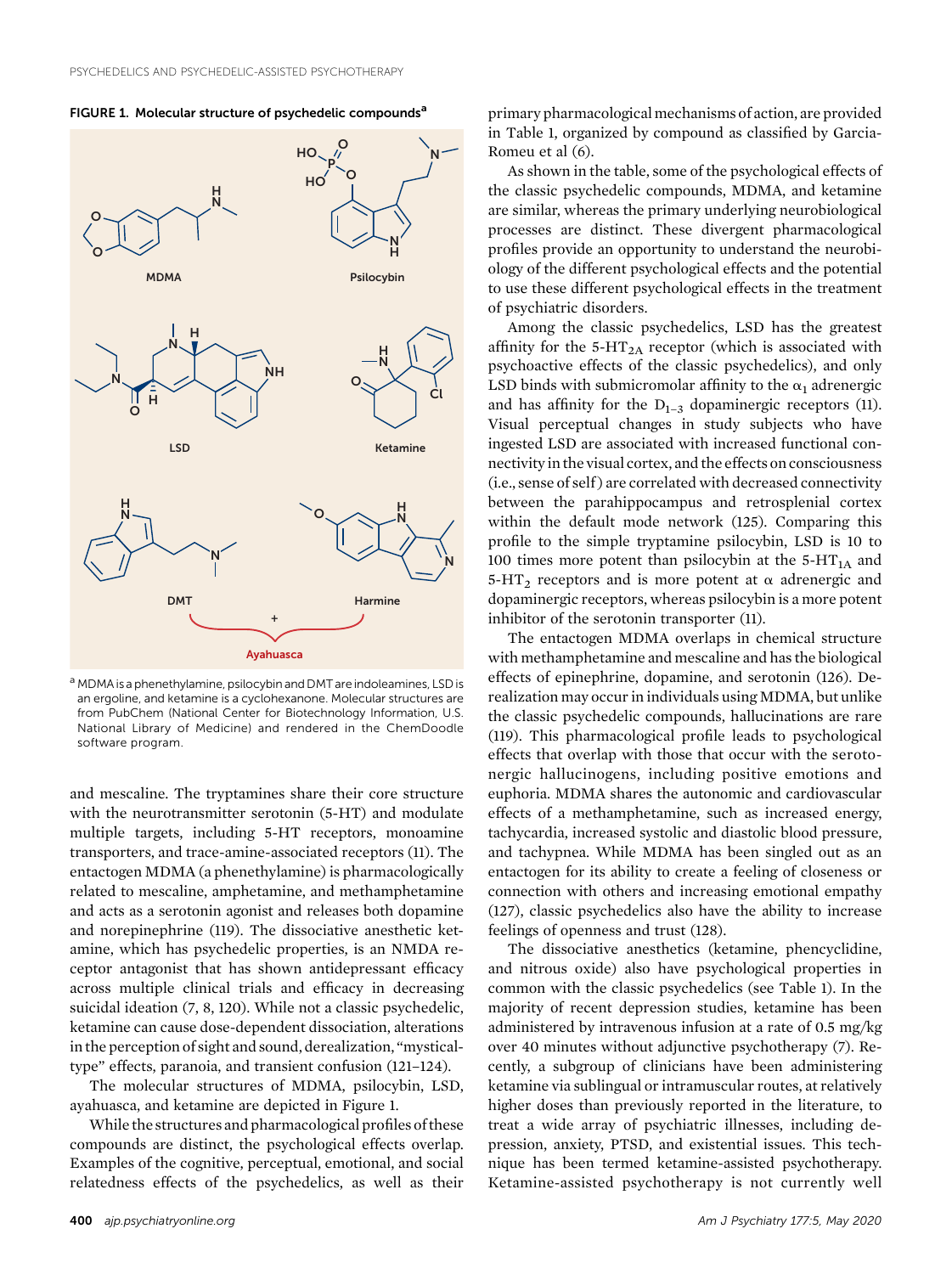**FIGURE 1. Molecular structure of psychedelic compounds[a]**

MDMA | Psilocybin | LSD | Ketamine | DMT | Harmine | DMT + Harmine = Ayahuasca

[a] MDMA is a phenethylamine, psilocybin and DMT are indoleamines, LSD is an ergoline, and ketamine is a cyclohexanone. Molecular structures are from PubChem (National Center for Biotechnology Information, U.S. National Library of Medicine) and rendered in the ChemDoodle software program.

and mescaline. The tryptamines share their core structure with the neurotransmitter serotonin (5-HT) and modulate multiple targets, including 5-HT receptors, monoamine transporters, and trace-amine-associated receptors (11). The entactogen MDMA (a phenethylamine) is pharmacologically related to mescaline, amphetamine, and methamphetamine and acts as a serotonin agonist and releases both dopamine and norepinephrine (119). The dissociative anesthetic ketamine, which has psychedelic properties, is an NMDA receptor antagonist that has shown antidepressant efficacy across multiple clinical trials and efficacy in decreasing suicidal ideation (7, 8, 120). While not a classic psychedelic, ketamine can cause dose-dependent dissociation, alterations in the perception of sight and sound, derealization, "mystical-type" effects, paranoia, and transient confusion (121–124).

The molecular structures of MDMA, psilocybin, LSD, ayahuasca, and ketamine are depicted in Figure 1.

While the structures and pharmacological profiles of these compounds are distinct, the psychological effects overlap. Examples of the cognitive, perceptual, emotional, and social relatedness effects of the psychedelics, as well as their primary pharmacological mechanisms of action, are provided in Table 1, organized by compound as classified by Garcia-Romeu et al (6).

As shown in the table, some of the psychological effects of the classic psychedelic compounds, MDMA, and ketamine are similar, whereas the primary underlying neurobiological processes are distinct. These divergent pharmacological profiles provide an opportunity to understand the neurobiology of the different psychological effects and the potential to use these different psychological effects in the treatment of psychiatric disorders.

Among the classic psychedelics, LSD has the greatest affinity for the 5-$HT_{2A}$ receptor (which is associated with psychoactive effects of the classic psychedelics), and only LSD binds with submicromolar affinity to the $\alpha_1$ adrenergic and has affinity for the $D_{1-3}$ dopaminergic receptors (11). Visual perceptual changes in study subjects who have ingested LSD are associated with increased functional connectivity in the visual cortex, and the effects on consciousness (i.e., sense of self) are correlated with decreased connectivity between the parahippocampus and retrosplenial cortex within the default mode network (125). Comparing this profile to the simple tryptamine psilocybin, LSD is 10 to 100 times more potent than psilocybin at the 5-$HT_{1A}$ and 5-$HT_2$ receptors and is more potent at α adrenergic and dopaminergic receptors, whereas psilocybin is a more potent inhibitor of the serotonin transporter (11).

The entactogen MDMA overlaps in chemical structure with methamphetamine and mescaline and has the biological effects of epinephrine, dopamine, and serotonin (126). Derealization may occur in individuals using MDMA, but unlike the classic psychedelic compounds, hallucinations are rare (119). This pharmacological profile leads to psychological effects that overlap with those that occur with the serotonergic hallucinogens, including positive emotions and euphoria. MDMA shares the autonomic and cardiovascular effects of a methamphetamine, such as increased energy, tachycardia, increased systolic and diastolic blood pressure, and tachypnea. While MDMA has been singled out as an entactogen for its ability to create a feeling of closeness or connection with others and increasing emotional empathy (127), classic psychedelics also have the ability to increase feelings of openness and trust (128).

The dissociative anesthetics (ketamine, phencyclidine, and nitrous oxide) also have psychological properties in common with the classic psychedelics (see Table 1). In the majority of recent depression studies, ketamine has been administered by intravenous infusion at a rate of 0.5 mg/kg over 40 minutes without adjunctive psychotherapy (7). Recently, a subgroup of clinicians have been administering ketamine via sublingual or intramuscular routes, at relatively higher doses than previously reported in the literature, to treat a wide array of psychiatric illnesses, including depression, anxiety, PTSD, and existential issues. This technique has been termed ketamine-assisted psychotherapy. Ketamine-assisted psychotherapy is not currently well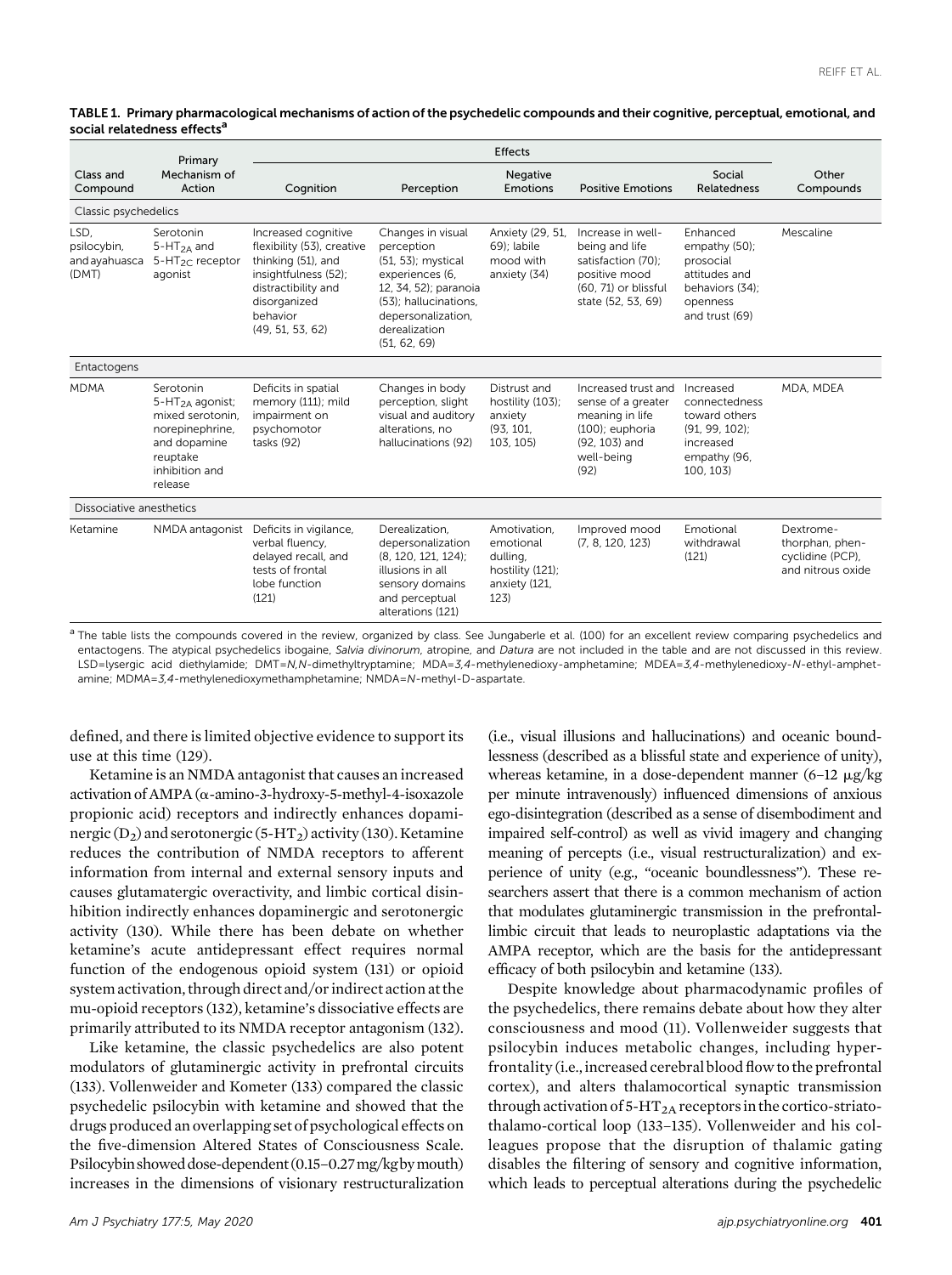**TABLE 1. Primary pharmacological mechanisms of action of the psychedelic compounds and their cognitive, perceptual, emotional, and social relatedness effects[a]**

| Class and Compound | Primary Mechanism of Action | Effects | | | | | Other Compounds |
|---|---|---|---|---|---|---|---|
| | | Cognition | Perception | Negative Emotions | Positive Emotions | Social Relatedness | |
| **Classic psychedelics** | | | | | | | |
| LSD, psilocybin, and ayahuasca (DMT) | Serotonin $5\text{-HT}_{2A}$ and $5\text{-HT}_{2C}$ receptor agonist | Increased cognitive flexibility (53), creative thinking (51), and insightfulness (52); distractibility and disorganized behavior (49, 51, 53, 62) | Changes in visual perception (51, 53); mystical experiences (6, 12, 34, 52); paranoia (53); hallucinations, depersonalization, derealization (51, 62, 69) | Anxiety (29, 51, 69); labile mood with anxiety (34) | Increase in well-being and life satisfaction (70); positive mood (60, 71) or blissful state (52, 53, 69) | Enhanced empathy (50); prosocial attitudes and behaviors (34); openness and trust (69) | Mescaline |
| **Entactogens** | | | | | | | |
| MDMA | Serotonin $5\text{-HT}_{2A}$ agonist; mixed serotonin, norepinephrine, and dopamine reuptake inhibition and release | Deficits in spatial memory (111); mild impairment on psychomotor tasks (92) | Changes in body perception, slight visual and auditory alterations, no hallucinations (92) | Distrust and hostility (103); anxiety (93, 101, 103, 105) | Increased trust and sense of a greater meaning in life (100); euphoria (92, 103) and well-being (92) | Increased connectedness toward others (91, 99, 102); increased empathy (96, 100, 103) | MDA, MDEA |
| **Dissociative anesthetics** | | | | | | | |
| Ketamine | NMDA antagonist | Deficits in vigilance, verbal fluency, delayed recall, and tests of frontal lobe function (121) | Derealization, depersonalization (8, 120, 121, 124); illusions in all sensory domains and perceptual alterations (121) | Amotivation, emotional dulling, hostility (121); anxiety (121, 123) | Improved mood (7, 8, 120, 123) | Emotional withdrawal (121) | Dextromethorphan, phencyclidine (PCP), and nitrous oxide |

[a] The table lists the compounds covered in the review, organized by class. See Jungaberle et al. (100) for an excellent review comparing psychedelics and entactogens. The atypical psychedelics ibogaine, *Salvia divinorum*, atropine, and *Datura* are not included in the table and are not discussed in this review. LSD=lysergic acid diethylamide; DMT=*N,N*-dimethyltryptamine; MDA=*3,4*-methylenedioxy-amphetamine; MDEA=*3,4*-methylenedioxy-*N*-ethyl-amphetamine; MDMA=*3,4*-methylenedioxymethamphetamine; NMDA=*N*-methyl-D-aspartate.

defined, and there is limited objective evidence to support its use at this time (129).

Ketamine is an NMDA antagonist that causes an increased activation of AMPA (α-amino-3-hydroxy-5-methyl-4-isoxazole propionic acid) receptors and indirectly enhances dopaminergic ($D_2$) and serotonergic ($5\text{-HT}_2$) activity (130). Ketamine reduces the contribution of NMDA receptors to afferent information from internal and external sensory inputs and causes glutamatergic overactivity, and limbic cortical disinhibition indirectly enhances dopaminergic and serotonergic activity (130). While there has been debate on whether ketamine's acute antidepressant effect requires normal function of the endogenous opioid system (131) or opioid system activation, through direct and/or indirect action at the mu-opioid receptors (132), ketamine's dissociative effects are primarily attributed to its NMDA receptor antagonism (132).

Like ketamine, the classic psychedelics are also potent modulators of glutaminergic activity in prefrontal circuits (133). Vollenweider and Kometer (133) compared the classic psychedelic psilocybin with ketamine and showed that the drugs produced an overlapping set of psychological effects on the five-dimension Altered States of Consciousness Scale. Psilocybin showed dose-dependent (0.15–0.27 mg/kg by mouth) increases in the dimensions of visionary restructuralization (i.e., visual illusions and hallucinations) and oceanic boundlessness (described as a blissful state and experience of unity), whereas ketamine, in a dose-dependent manner (6–12 μg/kg per minute intravenously) influenced dimensions of anxious ego-disintegration (described as a sense of disembodiment and impaired self-control) as well as vivid imagery and changing meaning of percepts (i.e., visual restructuralization) and experience of unity (e.g., "oceanic boundlessness"). These researchers assert that there is a common mechanism of action that modulates glutaminergic transmission in the prefrontal-limbic circuit that leads to neuroplastic adaptations via the AMPA receptor, which are the basis for the antidepressant efficacy of both psilocybin and ketamine (133).

Despite knowledge about pharmacodynamic profiles of the psychedelics, there remains debate about how they alter consciousness and mood (11). Vollenweider suggests that psilocybin induces metabolic changes, including hyperfrontality (i.e., increased cerebral blood flow to the prefrontal cortex), and alters thalamocortical synaptic transmission through activation of $5\text{-HT}_{2A}$ receptors in the cortico-striato-thalamo-cortical loop (133–135). Vollenweider and his colleagues propose that the disruption of thalamic gating disables the filtering of sensory and cognitive information, which leads to perceptual alterations during the psychedelic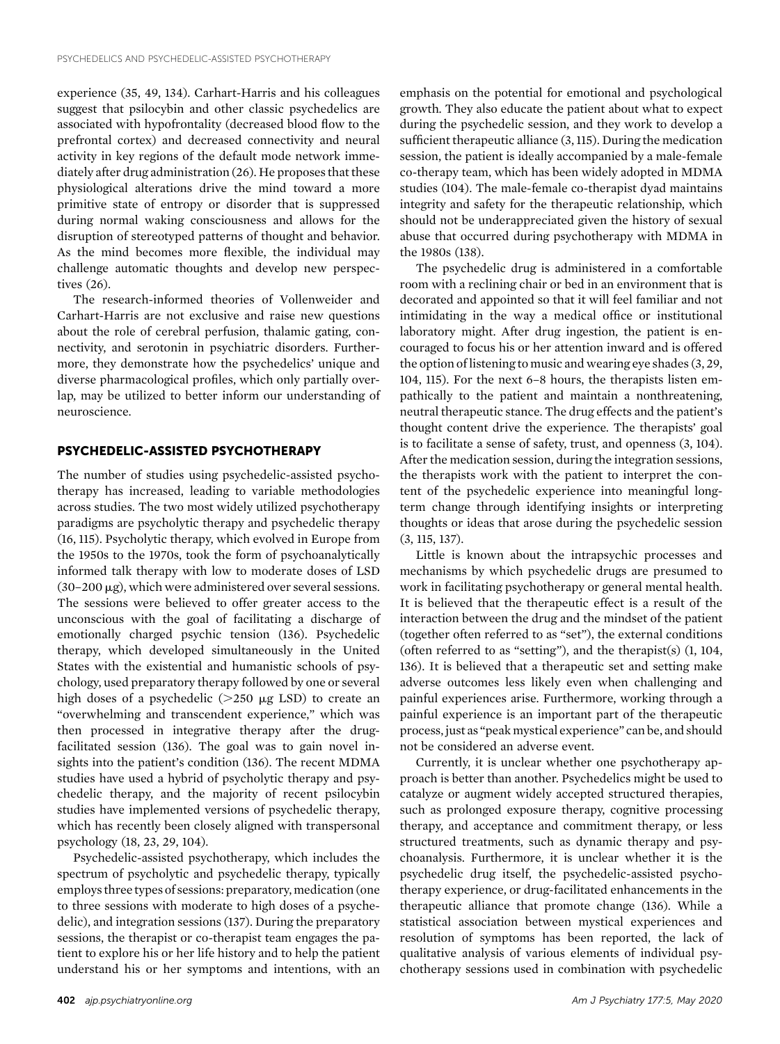experience (35, 49, 134). Carhart-Harris and his colleagues suggest that psilocybin and other classic psychedelics are associated with hypofrontality (decreased blood flow to the prefrontal cortex) and decreased connectivity and neural activity in key regions of the default mode network immediately after drug administration (26). He proposes that these physiological alterations drive the mind toward a more primitive state of entropy or disorder that is suppressed during normal waking consciousness and allows for the disruption of stereotyped patterns of thought and behavior. As the mind becomes more flexible, the individual may challenge automatic thoughts and develop new perspectives (26).

The research-informed theories of Vollenweider and Carhart-Harris are not exclusive and raise new questions about the role of cerebral perfusion, thalamic gating, connectivity, and serotonin in psychiatric disorders. Furthermore, they demonstrate how the psychedelics' unique and diverse pharmacological profiles, which only partially overlap, may be utilized to better inform our understanding of neuroscience.

## PSYCHEDELIC-ASSISTED PSYCHOTHERAPY

The number of studies using psychedelic-assisted psychotherapy has increased, leading to variable methodologies across studies. The two most widely utilized psychotherapy paradigms are psycholytic therapy and psychedelic therapy (16, 115). Psycholytic therapy, which evolved in Europe from the 1950s to the 1970s, took the form of psychoanalytically informed talk therapy with low to moderate doses of LSD (30–200 μg), which were administered over several sessions. The sessions were believed to offer greater access to the unconscious with the goal of facilitating a discharge of emotionally charged psychic tension (136). Psychedelic therapy, which developed simultaneously in the United States with the existential and humanistic schools of psychology, used preparatory therapy followed by one or several high doses of a psychedelic (>250 μg LSD) to create an "overwhelming and transcendent experience," which was then processed in integrative therapy after the drug-facilitated session (136). The goal was to gain novel insights into the patient's condition (136). The recent MDMA studies have used a hybrid of psycholytic therapy and psychedelic therapy, and the majority of recent psilocybin studies have implemented versions of psychedelic therapy, which has recently been closely aligned with transpersonal psychology (18, 23, 29, 104).

Psychedelic-assisted psychotherapy, which includes the spectrum of psycholytic and psychedelic therapy, typically employs three types of sessions: preparatory, medication (one to three sessions with moderate to high doses of a psychedelic), and integration sessions (137). During the preparatory sessions, the therapist or co-therapist team engages the patient to explore his or her life history and to help the patient understand his or her symptoms and intentions, with an emphasis on the potential for emotional and psychological growth. They also educate the patient about what to expect during the psychedelic session, and they work to develop a sufficient therapeutic alliance (3, 115). During the medication session, the patient is ideally accompanied by a male-female co-therapy team, which has been widely adopted in MDMA studies (104). The male-female co-therapist dyad maintains integrity and safety for the therapeutic relationship, which should not be underappreciated given the history of sexual abuse that occurred during psychotherapy with MDMA in the 1980s (138).

The psychedelic drug is administered in a comfortable room with a reclining chair or bed in an environment that is decorated and appointed so that it will feel familiar and not intimidating in the way a medical office or institutional laboratory might. After drug ingestion, the patient is encouraged to focus his or her attention inward and is offered the option of listening to music and wearing eye shades (3, 29, 104, 115). For the next 6–8 hours, the therapists listen empathically to the patient and maintain a nonthreatening, neutral therapeutic stance. The drug effects and the patient's thought content drive the experience. The therapists' goal is to facilitate a sense of safety, trust, and openness (3, 104). After the medication session, during the integration sessions, the therapists work with the patient to interpret the content of the psychedelic experience into meaningful long-term change through identifying insights or interpreting thoughts or ideas that arose during the psychedelic session (3, 115, 137).

Little is known about the intrapsychic processes and mechanisms by which psychedelic drugs are presumed to work in facilitating psychotherapy or general mental health. It is believed that the therapeutic effect is a result of the interaction between the drug and the mindset of the patient (together often referred to as "set"), the external conditions (often referred to as "setting"), and the therapist(s) (1, 104, 136). It is believed that a therapeutic set and setting make adverse outcomes less likely even when challenging and painful experiences arise. Furthermore, working through a painful experience is an important part of the therapeutic process, just as "peak mystical experience" can be, and should not be considered an adverse event.

Currently, it is unclear whether one psychotherapy approach is better than another. Psychedelics might be used to catalyze or augment widely accepted structured therapies, such as prolonged exposure therapy, cognitive processing therapy, and acceptance and commitment therapy, or less structured treatments, such as dynamic therapy and psychoanalysis. Furthermore, it is unclear whether it is the psychedelic drug itself, the psychedelic-assisted psychotherapy experience, or drug-facilitated enhancements in the therapeutic alliance that promote change (136). While a statistical association between mystical experiences and resolution of symptoms has been reported, the lack of qualitative analysis of various elements of individual psychotherapy sessions used in combination with psychedelic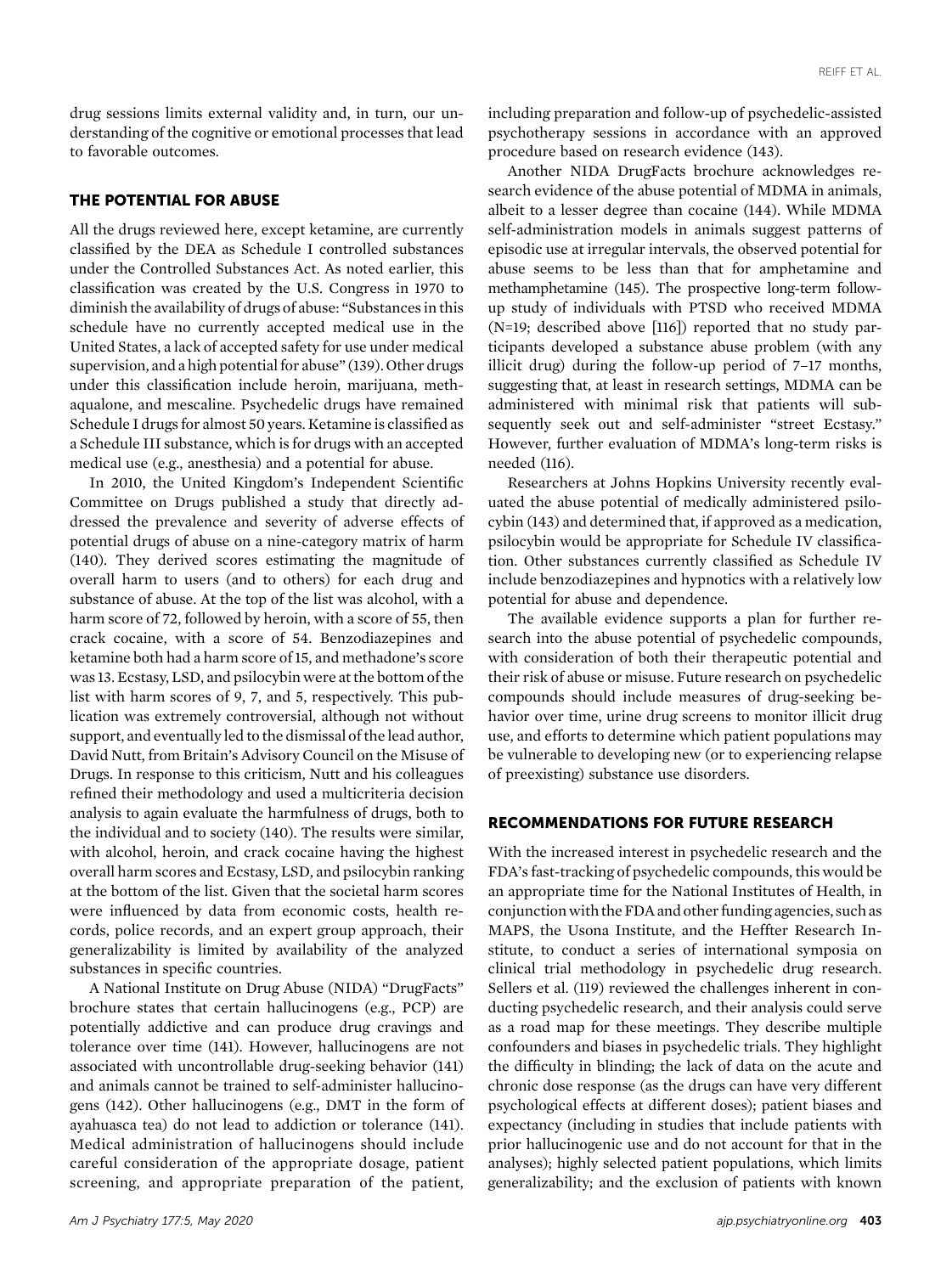drug sessions limits external validity and, in turn, our understanding of the cognitive or emotional processes that lead to favorable outcomes.

## THE POTENTIAL FOR ABUSE

All the drugs reviewed here, except ketamine, are currently classified by the DEA as Schedule I controlled substances under the Controlled Substances Act. As noted earlier, this classification was created by the U.S. Congress in 1970 to diminish the availability of drugs of abuse: "Substances in this schedule have no currently accepted medical use in the United States, a lack of accepted safety for use under medical supervision, and a high potential for abuse" (139). Other drugs under this classification include heroin, marijuana, methaqualone, and mescaline. Psychedelic drugs have remained Schedule I drugs for almost 50 years. Ketamine is classified as a Schedule III substance, which is for drugs with an accepted medical use (e.g., anesthesia) and a potential for abuse.

In 2010, the United Kingdom's Independent Scientific Committee on Drugs published a study that directly addressed the prevalence and severity of adverse effects of potential drugs of abuse on a nine-category matrix of harm (140). They derived scores estimating the magnitude of overall harm to users (and to others) for each drug and substance of abuse. At the top of the list was alcohol, with a harm score of 72, followed by heroin, with a score of 55, then crack cocaine, with a score of 54. Benzodiazepines and ketamine both had a harm score of 15, and methadone's score was 13. Ecstasy, LSD, and psilocybin were at the bottom of the list with harm scores of 9, 7, and 5, respectively. This publication was extremely controversial, although not without support, and eventually led to the dismissal of the lead author, David Nutt, from Britain's Advisory Council on the Misuse of Drugs. In response to this criticism, Nutt and his colleagues refined their methodology and used a multicriteria decision analysis to again evaluate the harmfulness of drugs, both to the individual and to society (140). The results were similar, with alcohol, heroin, and crack cocaine having the highest overall harm scores and Ecstasy, LSD, and psilocybin ranking at the bottom of the list. Given that the societal harm scores were influenced by data from economic costs, health records, police records, and an expert group approach, their generalizability is limited by availability of the analyzed substances in specific countries.

A National Institute on Drug Abuse (NIDA) "DrugFacts" brochure states that certain hallucinogens (e.g., PCP) are potentially addictive and can produce drug cravings and tolerance over time (141). However, hallucinogens are not associated with uncontrollable drug-seeking behavior (141) and animals cannot be trained to self-administer hallucinogens (142). Other hallucinogens (e.g., DMT in the form of ayahuasca tea) do not lead to addiction or tolerance (141). Medical administration of hallucinogens should include careful consideration of the appropriate dosage, patient screening, and appropriate preparation of the patient, including preparation and follow-up of psychedelic-assisted psychotherapy sessions in accordance with an approved procedure based on research evidence (143).

Another NIDA DrugFacts brochure acknowledges research evidence of the abuse potential of MDMA in animals, albeit to a lesser degree than cocaine (144). While MDMA self-administration models in animals suggest patterns of episodic use at irregular intervals, the observed potential for abuse seems to be less than that for amphetamine and methamphetamine (145). The prospective long-term follow-up study of individuals with PTSD who received MDMA (N=19; described above [116]) reported that no study participants developed a substance abuse problem (with any illicit drug) during the follow-up period of 7–17 months, suggesting that, at least in research settings, MDMA can be administered with minimal risk that patients will subsequently seek out and self-administer "street Ecstasy." However, further evaluation of MDMA's long-term risks is needed (116).

Researchers at Johns Hopkins University recently evaluated the abuse potential of medically administered psilocybin (143) and determined that, if approved as a medication, psilocybin would be appropriate for Schedule IV classification. Other substances currently classified as Schedule IV include benzodiazepines and hypnotics with a relatively low potential for abuse and dependence.

The available evidence supports a plan for further research into the abuse potential of psychedelic compounds, with consideration of both their therapeutic potential and their risk of abuse or misuse. Future research on psychedelic compounds should include measures of drug-seeking behavior over time, urine drug screens to monitor illicit drug use, and efforts to determine which patient populations may be vulnerable to developing new (or to experiencing relapse of preexisting) substance use disorders.

## RECOMMENDATIONS FOR FUTURE RESEARCH

With the increased interest in psychedelic research and the FDA's fast-tracking of psychedelic compounds, this would be an appropriate time for the National Institutes of Health, in conjunction with the FDA and other funding agencies, such as MAPS, the Usona Institute, and the Heffter Research Institute, to conduct a series of international symposia on clinical trial methodology in psychedelic drug research. Sellers et al. (119) reviewed the challenges inherent in conducting psychedelic research, and their analysis could serve as a road map for these meetings. They describe multiple confounders and biases in psychedelic trials. They highlight the difficulty in blinding; the lack of data on the acute and chronic dose response (as the drugs can have very different psychological effects at different doses); patient biases and expectancy (including in studies that include patients with prior hallucinogenic use and do not account for that in the analyses); highly selected patient populations, which limits generalizability; and the exclusion of patients with known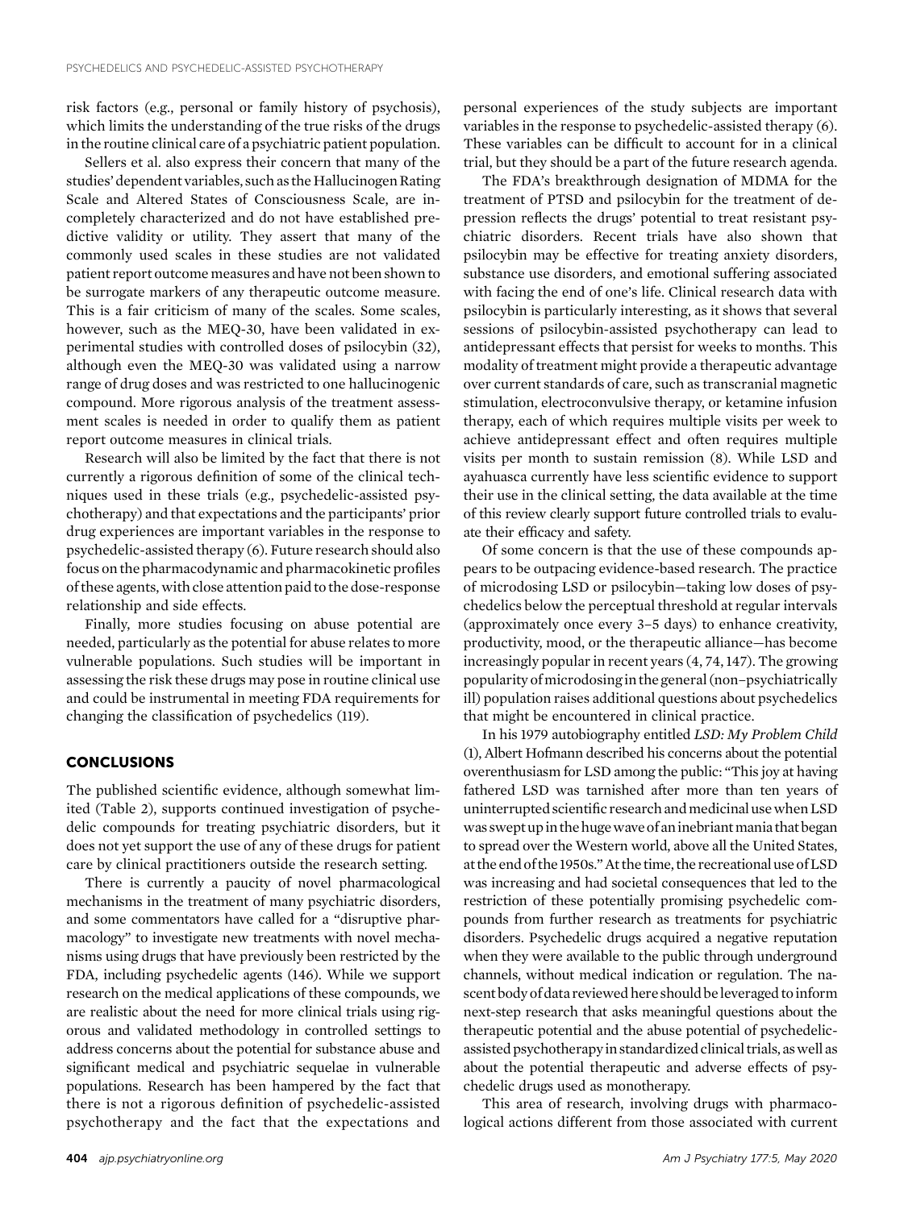risk factors (e.g., personal or family history of psychosis), which limits the understanding of the true risks of the drugs in the routine clinical care of a psychiatric patient population.

Sellers et al. also express their concern that many of the studies' dependent variables, such as the Hallucinogen Rating Scale and Altered States of Consciousness Scale, are incompletely characterized and do not have established predictive validity or utility. They assert that many of the commonly used scales in these studies are not validated patient report outcome measures and have not been shown to be surrogate markers of any therapeutic outcome measure. This is a fair criticism of many of the scales. Some scales, however, such as the MEQ-30, have been validated in experimental studies with controlled doses of psilocybin (32), although even the MEQ-30 was validated using a narrow range of drug doses and was restricted to one hallucinogenic compound. More rigorous analysis of the treatment assessment scales is needed in order to qualify them as patient report outcome measures in clinical trials.

Research will also be limited by the fact that there is not currently a rigorous definition of some of the clinical techniques used in these trials (e.g., psychedelic-assisted psychotherapy) and that expectations and the participants' prior drug experiences are important variables in the response to psychedelic-assisted therapy (6). Future research should also focus on the pharmacodynamic and pharmacokinetic profiles of these agents, with close attention paid to the dose-response relationship and side effects.

Finally, more studies focusing on abuse potential are needed, particularly as the potential for abuse relates to more vulnerable populations. Such studies will be important in assessing the risk these drugs may pose in routine clinical use and could be instrumental in meeting FDA requirements for changing the classification of psychedelics (119).

## CONCLUSIONS

The published scientific evidence, although somewhat limited (Table 2), supports continued investigation of psychedelic compounds for treating psychiatric disorders, but it does not yet support the use of any of these drugs for patient care by clinical practitioners outside the research setting.

There is currently a paucity of novel pharmacological mechanisms in the treatment of many psychiatric disorders, and some commentators have called for a "disruptive pharmacology" to investigate new treatments with novel mechanisms using drugs that have previously been restricted by the FDA, including psychedelic agents (146). While we support research on the medical applications of these compounds, we are realistic about the need for more clinical trials using rigorous and validated methodology in controlled settings to address concerns about the potential for substance abuse and significant medical and psychiatric sequelae in vulnerable populations. Research has been hampered by the fact that there is not a rigorous definition of psychedelic-assisted psychotherapy and the fact that the expectations and personal experiences of the study subjects are important variables in the response to psychedelic-assisted therapy (6). These variables can be difficult to account for in a clinical trial, but they should be a part of the future research agenda.

The FDA's breakthrough designation of MDMA for the treatment of PTSD and psilocybin for the treatment of depression reflects the drugs' potential to treat resistant psychiatric disorders. Recent trials have also shown that psilocybin may be effective for treating anxiety disorders, substance use disorders, and emotional suffering associated with facing the end of one's life. Clinical research data with psilocybin is particularly interesting, as it shows that several sessions of psilocybin-assisted psychotherapy can lead to antidepressant effects that persist for weeks to months. This modality of treatment might provide a therapeutic advantage over current standards of care, such as transcranial magnetic stimulation, electroconvulsive therapy, or ketamine infusion therapy, each of which requires multiple visits per week to achieve antidepressant effect and often requires multiple visits per month to sustain remission (8). While LSD and ayahuasca currently have less scientific evidence to support their use in the clinical setting, the data available at the time of this review clearly support future controlled trials to evaluate their efficacy and safety.

Of some concern is that the use of these compounds appears to be outpacing evidence-based research. The practice of microdosing LSD or psilocybin—taking low doses of psychedelics below the perceptual threshold at regular intervals (approximately once every 3–5 days) to enhance creativity, productivity, mood, or the therapeutic alliance—has become increasingly popular in recent years (4, 74, 147). The growing popularity of microdosing in the general (non–psychiatrically ill) population raises additional questions about psychedelics that might be encountered in clinical practice.

In his 1979 autobiography entitled *LSD: My Problem Child* (1), Albert Hofmann described his concerns about the potential overenthusiasm for LSD among the public: "This joy at having fathered LSD was tarnished after more than ten years of uninterrupted scientific research and medicinal use when LSD was swept up in the huge wave of an inebriant mania that began to spread over the Western world, above all the United States, at the end of the 1950s." At the time, the recreational use of LSD was increasing and had societal consequences that led to the restriction of these potentially promising psychedelic compounds from further research as treatments for psychiatric disorders. Psychedelic drugs acquired a negative reputation when they were available to the public through underground channels, without medical indication or regulation. The nascent body of data reviewed here should be leveraged to inform next-step research that asks meaningful questions about the therapeutic potential and the abuse potential of psychedelic-assisted psychotherapy in standardized clinical trials, as well as about the potential therapeutic and adverse effects of psychedelic drugs used as monotherapy.

This area of research, involving drugs with pharmacological actions different from those associated with current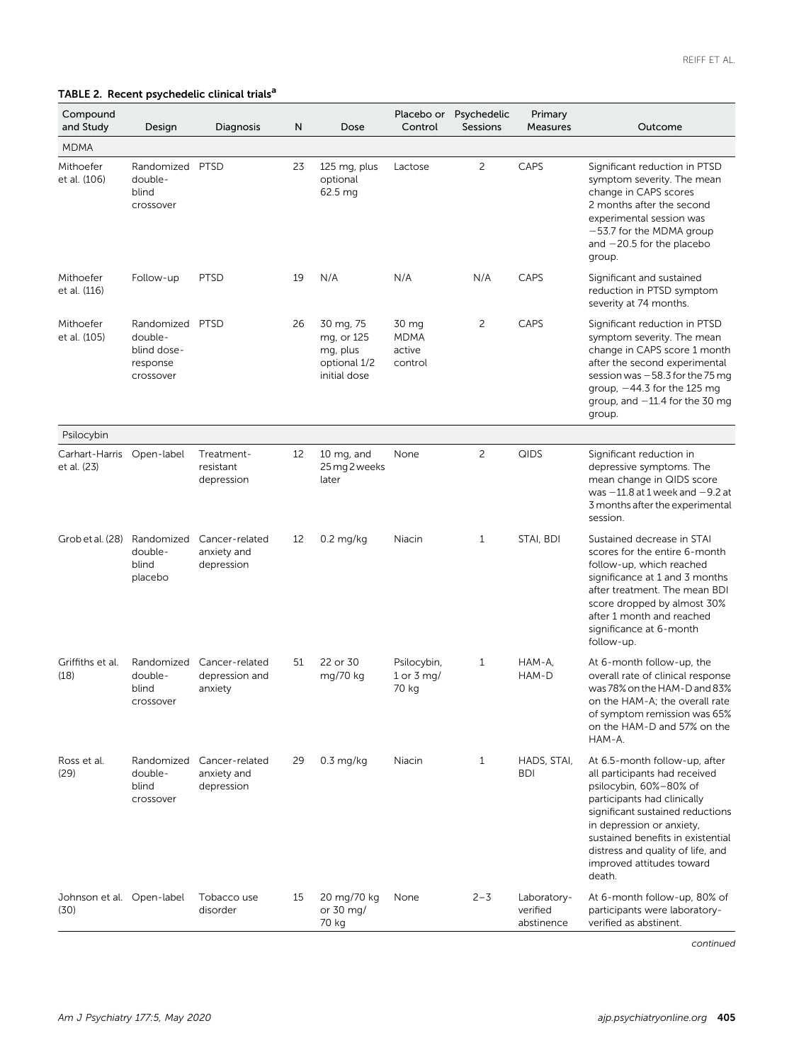**TABLE 2. Recent psychedelic clinical trials[a]**

| Compound and Study | Design | Diagnosis | N | Dose | Placebo or Control | Psychedelic Sessions | Primary Measures | Outcome |
|---|---|---|---|---|---|---|---|---|
| MDMA | | | | | | | | |
| Mithoefer et al. (106) | Randomized double-blind crossover | PTSD | 23 | 125 mg, plus optional 62.5 mg | Lactose | 2 | CAPS | Significant reduction in PTSD symptom severity. The mean change in CAPS scores 2 months after the second experimental session was −53.7 for the MDMA group and −20.5 for the placebo group. |
| Mithoefer et al. (116) | Follow-up | PTSD | 19 | N/A | N/A | N/A | CAPS | Significant and sustained reduction in PTSD symptom severity at 74 months. |
| Mithoefer et al. (105) | Randomized double-blind dose-response crossover | PTSD | 26 | 30 mg, 75 mg, or 125 mg, plus optional 1/2 initial dose | 30 mg MDMA active control | 2 | CAPS | Significant reduction in PTSD symptom severity. The mean change in CAPS score 1 month after the second experimental session was −58.3 for the 75 mg group, −44.3 for the 125 mg group, and −11.4 for the 30 mg group. |
| Psilocybin | | | | | | | | |
| Carhart-Harris et al. (23) | Open-label | Treatment-resistant depression | 12 | 10 mg, and 25 mg 2 weeks later | None | 2 | QIDS | Significant reduction in depressive symptoms. The mean change in QIDS score was −11.8 at 1 week and −9.2 at 3 months after the experimental session. |
| Grob et al. (28) | Randomized double-blind placebo | Cancer-related anxiety and depression | 12 | 0.2 mg/kg | Niacin | 1 | STAI, BDI | Sustained decrease in STAI scores for the entire 6-month follow-up, which reached significance at 1 and 3 months after treatment. The mean BDI score dropped by almost 30% after 1 month and reached significance at 6-month follow-up. |
| Griffiths et al. (18) | Randomized double-blind crossover | Cancer-related depression and anxiety | 51 | 22 or 30 mg/70 kg | Psilocybin, 1 or 3 mg/70 kg | 1 | HAM-A, HAM-D | At 6-month follow-up, the overall rate of clinical response was 78% on the HAM-D and 83% on the HAM-A; the overall rate of symptom remission was 65% on the HAM-D and 57% on the HAM-A. |
| Ross et al. (29) | Randomized double-blind crossover | Cancer-related anxiety and depression | 29 | 0.3 mg/kg | Niacin | 1 | HADS, STAI, BDI | At 6.5-month follow-up, after all participants had received psilocybin, 60%–80% of participants had clinically significant sustained reductions in depression or anxiety, sustained benefits in existential distress and quality of life, and improved attitudes toward death. |
| Johnson et al. (30) | Open-label | Tobacco use disorder | 15 | 20 mg/70 kg or 30 mg/70 kg | None | 2–3 | Laboratory-verified abstinence | At 6-month follow-up, 80% of participants were laboratory-verified as abstinent. |

*continued*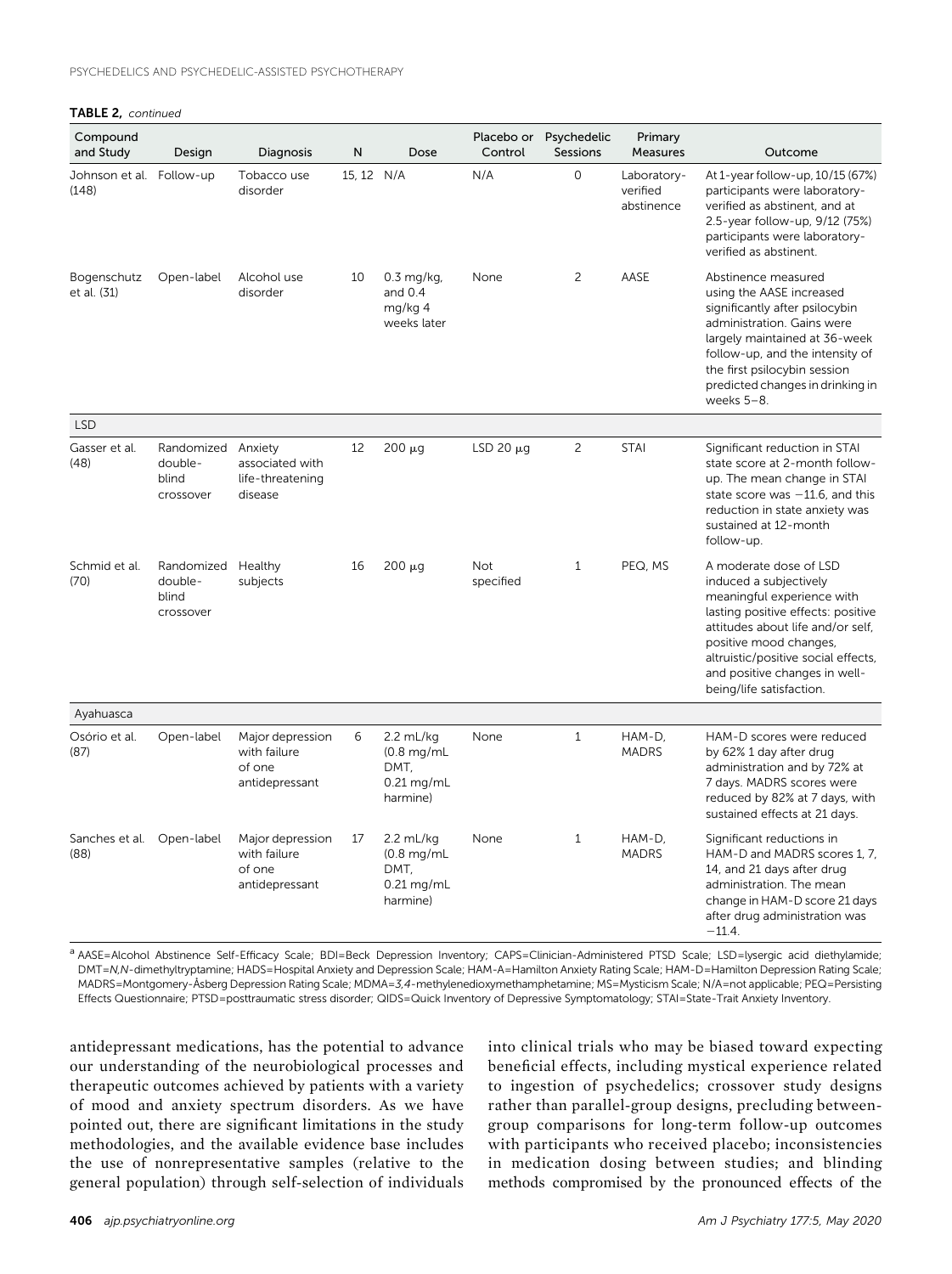**TABLE 2,** *continued*

| Compound and Study | Design | Diagnosis | N | Dose | Placebo or Control | Psychedelic Sessions | Primary Measures | Outcome |
|---|---|---|---|---|---|---|---|---|
| Johnson et al. (148) | Follow-up | Tobacco use disorder | 15, 12 | N/A | N/A | 0 | Laboratory-verified abstinence | At 1-year follow-up, 10/15 (67%) participants were laboratory-verified as abstinent, and at 2.5-year follow-up, 9/12 (75%) participants were laboratory-verified as abstinent. |
| Bogenschutz et al. (31) | Open-label | Alcohol use disorder | 10 | 0.3 mg/kg, and 0.4 mg/kg 4 weeks later | None | 2 | AASE | Abstinence measured using the AASE increased significantly after psilocybin administration. Gains were largely maintained at 36-week follow-up, and the intensity of the first psilocybin session predicted changes in drinking in weeks 5–8. |
| LSD | | | | | | | | |
| Gasser et al. (48) | Randomized double-blind crossover | Anxiety associated with life-threatening disease | 12 | 200 μg | LSD 20 μg | 2 | STAI | Significant reduction in STAI state score at 2-month follow-up. The mean change in STAI state score was −11.6, and this reduction in state anxiety was sustained at 12-month follow-up. |
| Schmid et al. (70) | Randomized double-blind crossover | Healthy subjects | 16 | 200 μg | Not specified | 1 | PEQ, MS | A moderate dose of LSD induced a subjectively meaningful experience with lasting positive effects: positive attitudes about life and/or self, positive mood changes, altruistic/positive social effects, and positive changes in well-being/life satisfaction. |
| Ayahuasca | | | | | | | | |
| Osório et al. (87) | Open-label | Major depression with failure of one antidepressant | 6 | 2.2 mL/kg (0.8 mg/mL DMT, 0.21 mg/mL harmine) | None | 1 | HAM-D, MADRS | HAM-D scores were reduced by 62% 1 day after drug administration and by 72% at 7 days. MADRS scores were reduced by 82% at 7 days, with sustained effects at 21 days. |
| Sanches et al. (88) | Open-label | Major depression with failure of one antidepressant | 17 | 2.2 mL/kg (0.8 mg/mL DMT, 0.21 mg/mL harmine) | None | 1 | HAM-D, MADRS | Significant reductions in HAM-D and MADRS scores 1, 7, 14, and 21 days after drug administration. The mean change in HAM-D score 21 days after drug administration was −11.4. |

[a] AASE=Alcohol Abstinence Self-Efficacy Scale; BDI=Beck Depression Inventory; CAPS=Clinician-Administered PTSD Scale; LSD=lysergic acid diethylamide; DMT=*N,N*-dimethyltryptamine; HADS=Hospital Anxiety and Depression Scale; HAM-A=Hamilton Anxiety Rating Scale; HAM-D=Hamilton Depression Rating Scale; MADRS=Montgomery-Åsberg Depression Rating Scale; MDMA=*3,4*-methylenedioxymethamphetamine; MS=Mysticism Scale; N/A=not applicable; PEQ=Persisting Effects Questionnaire; PTSD=posttraumatic stress disorder; QIDS=Quick Inventory of Depressive Symptomatology; STAI=State-Trait Anxiety Inventory.

antidepressant medications, has the potential to advance our understanding of the neurobiological processes and therapeutic outcomes achieved by patients with a variety of mood and anxiety spectrum disorders. As we have pointed out, there are significant limitations in the study methodologies, and the available evidence base includes the use of nonrepresentative samples (relative to the general population) through self-selection of individuals into clinical trials who may be biased toward expecting beneficial effects, including mystical experience related to ingestion of psychedelics; crossover study designs rather than parallel-group designs, precluding between-group comparisons for long-term follow-up outcomes with participants who received placebo; inconsistencies in medication dosing between studies; and blinding methods compromised by the pronounced effects of the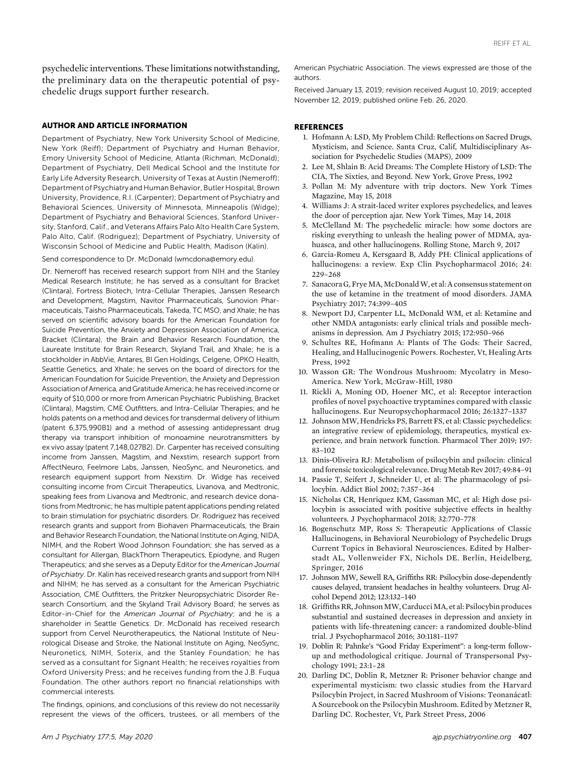psychedelic interventions. These limitations notwithstanding, the preliminary data on the therapeutic potential of psychedelic drugs support further research.

## AUTHOR AND ARTICLE INFORMATION

Department of Psychiatry, New York University School of Medicine, New York (Reiff); Department of Psychiatry and Human Behavior, Emory University School of Medicine, Atlanta (Richman, McDonald); Department of Psychiatry, Dell Medical School and the Institute for Early Life Adversity Research, University of Texas at Austin (Nemeroff); Department of Psychiatry and Human Behavior, Butler Hospital, Brown University, Providence, R.I. (Carpenter); Department of Psychiatry and Behavioral Sciences, University of Minnesota, Minneapolis (Widge); Department of Psychiatry and Behavioral Sciences, Stanford University, Stanford, Calif., and Veterans Affairs Palo Alto Health Care System, Palo Alto, Calif. (Rodriguez); Department of Psychiatry, University of Wisconsin School of Medicine and Public Health, Madison (Kalin).

Send correspondence to Dr. McDonald (wmcdona@emory.edu).

Dr. Nemeroff has received research support from NIH and the Stanley Medical Research Institute; he has served as a consultant for Bracket (Clintara), Fortress Biotech, Intra-Cellular Therapies, Janssen Research and Development, Magstim, Navitor Pharmaceuticals, Sunovion Pharmaceuticals, Taisho Pharmaceuticals, Takeda, TC MSO, and Xhale; he has served on scientific advisory boards for the American Foundation for Suicide Prevention, the Anxiety and Depression Association of America, Bracket (Clintara), the Brain and Behavior Research Foundation, the Laureate Institute for Brain Research, Skyland Trail, and Xhale; he is a stockholder in AbbVie, Antares, BI Gen Holdings, Celgene, OPKO Health, Seattle Genetics, and Xhale; he serves on the board of directors for the American Foundation for Suicide Prevention, the Anxiety and Depression Association of America, and Gratitude America; he has received income or equity of $10,000 or more from American Psychiatric Publishing, Bracket (Clintara), Magstim, CME Outfitters, and Intra-Cellular Therapies; and he holds patents on a method and devices for transdermal delivery of lithium (patent 6,375,990B1) and a method of assessing antidepressant drug therapy via transport inhibition of monoamine neurotransmitters by ex vivo assay (patent 7,148,027B2). Dr. Carpenter has received consulting income from Janssen, Magstim, and Nexstim, research support from AffectNeuro, Feelmore Labs, Janssen, NeoSync, and Neuronetics, and research equipment support from Nexstim. Dr. Widge has received consulting income from Circuit Therapeutics, Livanova, and Medtronic, speaking fees from Livanova and Medtronic, and research device donations from Medtronic; he has multiple patent applications pending related to brain stimulation for psychiatric disorders. Dr. Rodriguez has received research grants and support from Biohaven Pharmaceuticals, the Brain and Behavior Research Foundation, the National Institute on Aging, NIDA, NIMH, and the Robert Wood Johnson Foundation; she has served as a consultant for Allergan, BlackThorn Therapeutics, Epiodyne, and Rugen Therapeutics; and she serves as a Deputy Editor for the *American Journal of Psychiatry*. Dr. Kalin has received research grants and support from NIH and NIHM; he has served as a consultant for the American Psychiatric Association, CME Outfitters, the Pritzker Neuropsychiatric Disorder Research Consortium, and the Skyland Trail Advisory Board; he serves as Editor-in-Chief for the *American Journal of Psychiatry*; and he is a shareholder in Seattle Genetics. Dr. McDonald has received research support from Cervel Neurotherapeutics, the National Institute of Neurological Disease and Stroke, the National Institute on Aging, NeoSync, Neuronetics, NIMH, Soterix, and the Stanley Foundation; he has served as a consultant for Signant Health; he receives royalties from Oxford University Press; and he receives funding from the J.B. Fuqua Foundation. The other authors report no financial relationships with commercial interests.

The findings, opinions, and conclusions of this review do not necessarily represent the views of the officers, trustees, or all members of the American Psychiatric Association. The views expressed are those of the authors.

Received January 13, 2019; revision received August 10, 2019; accepted November 12, 2019; published online Feb. 26, 2020.

## REFERENCES

1. Hofmann A: LSD, My Problem Child: Reflections on Sacred Drugs, Mysticism, and Science. Santa Cruz, Calif, Multidisciplinary Association for Psychedelic Studies (MAPS), 2009
2. Lee M, Shlain B: Acid Dreams: The Complete History of LSD: The CIA, The Sixties, and Beyond. New York, Grove Press, 1992
3. Pollan M: My adventure with trip doctors. New York Times Magazine, May 15, 2018
4. Williams J: A strait-laced writer explores psychedelics, and leaves the door of perception ajar. New York Times, May 14, 2018
5. McClelland M: The psychedelic miracle: how some doctors are risking everything to unleash the healing power of MDMA, ayahuasca, and other hallucinogens. Rolling Stone, March 9, 2017
6. Garcia-Romeu A, Kersgaard B, Addy PH: Clinical applications of hallucinogens: a review. Exp Clin Psychopharmacol 2016; 24: 229–268
7. Sanacora G, Frye MA, McDonald W, et al: A consensus statement on the use of ketamine in the treatment of mood disorders. JAMA Psychiatry 2017; 74:399–405
8. Newport DJ, Carpenter LL, McDonald WM, et al: Ketamine and other NMDA antagonists: early clinical trials and possible mechanisms in depression. Am J Psychiatry 2015; 172:950–966
9. Schultes RE, Hofmann A: Plants of The Gods: Their Sacred, Healing, and Hallucinogenic Powers. Rochester, Vt, Healing Arts Press, 1992
10. Wasson GR: The Wondrous Mushroom: Mycolatry in Meso-America. New York, McGraw-Hill, 1980
11. Rickli A, Moning OD, Hoener MC, et al: Receptor interaction profiles of novel psychoactive tryptamines compared with classic hallucinogens. Eur Neuropsychopharmacol 2016; 26:1327–1337
12. Johnson MW, Hendricks PS, Barrett FS, et al: Classic psychedelics: an integrative review of epidemiology, therapeutics, mystical experience, and brain network function. Pharmacol Ther 2019; 197: 83–102
13. Dinis-Oliveira RJ: Metabolism of psilocybin and psilocin: clinical and forensic toxicological relevance. Drug Metab Rev 2017; 49:84–91
14. Passie T, Seifert J, Schneider U, et al: The pharmacology of psilocybin. Addict Biol 2002; 7:357–364
15. Nicholas CR, Henriquez KM, Gassman MC, et al: High dose psilocybin is associated with positive subjective effects in healthy volunteers. J Psychopharmacol 2018; 32:770–778
16. Bogenschutz MP, Ross S: Therapeutic Applications of Classic Hallucinogens, in Behavioral Neurobiology of Psychedelic Drugs Current Topics in Behavioral Neurosciences. Edited by Halberstadt AL, Vollenweider FX, Nichols DE. Berlin, Heidelberg, Springer, 2016
17. Johnson MW, Sewell RA, Griffiths RR: Psilocybin dose-dependently causes delayed, transient headaches in healthy volunteers. Drug Alcohol Depend 2012; 123:132–140
18. Griffiths RR, Johnson MW, Carducci MA, et al: Psilocybin produces substantial and sustained decreases in depression and anxiety in patients with life-threatening cancer: a randomized double-blind trial. J Psychopharmacol 2016; 30:1181–1197
19. Doblin R: Pahnke's "Good Friday Experiment": a long-term follow-up and methodological critique. Journal of Transpersonal Psychology 1991; 23:1–28
20. Darling DC, Doblin R, Metzner R: Prisoner behavior change and experimental mysticism: two classic studies from the Harvard Psilocybin Project, in Sacred Mushroom of Visions: Teonanácatl: A Sourcebook on the Psilocybin Mushroom. Edited by Metzner R, Darling DC. Rochester, Vt, Park Street Press, 2006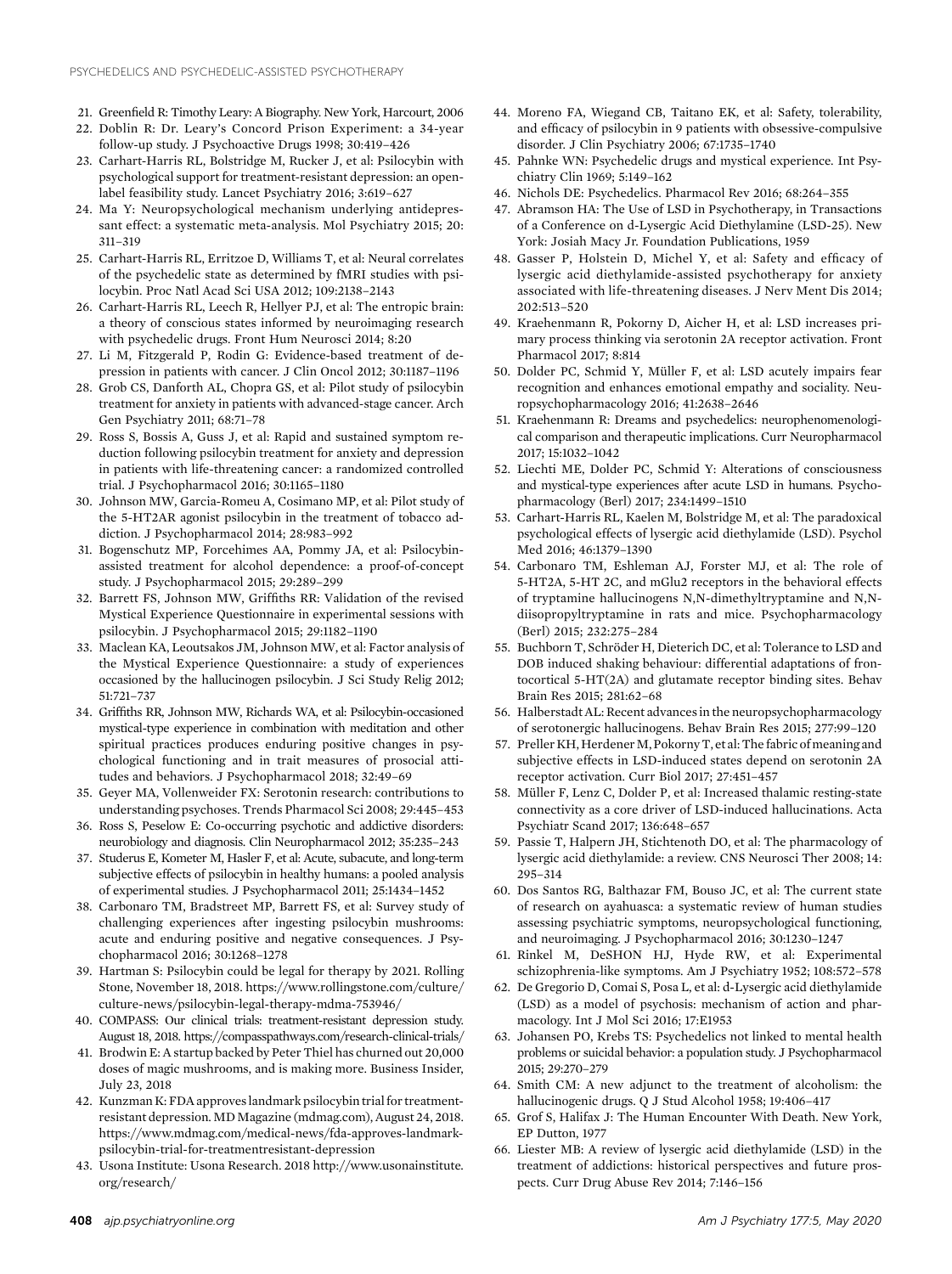21. Greenfield R: Timothy Leary: A Biography. New York, Harcourt, 2006
22. Doblin R: Dr. Leary's Concord Prison Experiment: a 34-year follow-up study. J Psychoactive Drugs 1998; 30:419–426
23. Carhart-Harris RL, Bolstridge M, Rucker J, et al: Psilocybin with psychological support for treatment-resistant depression: an open-label feasibility study. Lancet Psychiatry 2016; 3:619–627
24. Ma Y: Neuropsychological mechanism underlying antidepressant effect: a systematic meta-analysis. Mol Psychiatry 2015; 20: 311–319
25. Carhart-Harris RL, Erritzoe D, Williams T, et al: Neural correlates of the psychedelic state as determined by fMRI studies with psilocybin. Proc Natl Acad Sci USA 2012; 109:2138–2143
26. Carhart-Harris RL, Leech R, Hellyer PJ, et al: The entropic brain: a theory of conscious states informed by neuroimaging research with psychedelic drugs. Front Hum Neurosci 2014; 8:20
27. Li M, Fitzgerald P, Rodin G: Evidence-based treatment of depression in patients with cancer. J Clin Oncol 2012; 30:1187–1196
28. Grob CS, Danforth AL, Chopra GS, et al: Pilot study of psilocybin treatment for anxiety in patients with advanced-stage cancer. Arch Gen Psychiatry 2011; 68:71–78
29. Ross S, Bossis A, Guss J, et al: Rapid and sustained symptom reduction following psilocybin treatment for anxiety and depression in patients with life-threatening cancer: a randomized controlled trial. J Psychopharmacol 2016; 30:1165–1180
30. Johnson MW, Garcia-Romeu A, Cosimano MP, et al: Pilot study of the 5-HT2AR agonist psilocybin in the treatment of tobacco addiction. J Psychopharmacol 2014; 28:983–992
31. Bogenschutz MP, Forcehimes AA, Pommy JA, et al: Psilocybin-assisted treatment for alcohol dependence: a proof-of-concept study. J Psychopharmacol 2015; 29:289–299
32. Barrett FS, Johnson MW, Griffiths RR: Validation of the revised Mystical Experience Questionnaire in experimental sessions with psilocybin. J Psychopharmacol 2015; 29:1182–1190
33. Maclean KA, Leoutsakos JM, Johnson MW, et al: Factor analysis of the Mystical Experience Questionnaire: a study of experiences occasioned by the hallucinogen psilocybin. J Sci Study Relig 2012; 51:721–737
34. Griffiths RR, Johnson MW, Richards WA, et al: Psilocybin-occasioned mystical-type experience in combination with meditation and other spiritual practices produces enduring positive changes in psychological functioning and in trait measures of prosocial attitudes and behaviors. J Psychopharmacol 2018; 32:49–69
35. Geyer MA, Vollenweider FX: Serotonin research: contributions to understanding psychoses. Trends Pharmacol Sci 2008; 29:445–453
36. Ross S, Peselow E: Co-occurring psychotic and addictive disorders: neurobiology and diagnosis. Clin Neuropharmacol 2012; 35:235–243
37. Studerus E, Kometer M, Hasler F, et al: Acute, subacute, and long-term subjective effects of psilocybin in healthy humans: a pooled analysis of experimental studies. J Psychopharmacol 2011; 25:1434–1452
38. Carbonaro TM, Bradstreet MP, Barrett FS, et al: Survey study of challenging experiences after ingesting psilocybin mushrooms: acute and enduring positive and negative consequences. J Psychopharmacol 2016; 30:1268–1278
39. Hartman S: Psilocybin could be legal for therapy by 2021. Rolling Stone, November 18, 2018. https://www.rollingstone.com/culture/culture-news/psilocybin-legal-therapy-mdma-753946/
40. COMPASS: Our clinical trials: treatment-resistant depression study. August 18, 2018. https://compasspathways.com/research-clinical-trials/
41. Brodwin E: A startup backed by Peter Thiel has churned out 20,000 doses of magic mushrooms, and is making more. Business Insider, July 23, 2018
42. Kunzman K: FDA approves landmark psilocybin trial for treatment-resistant depression. MD Magazine (mdmag.com), August 24, 2018. https://www.mdmag.com/medical-news/fda-approves-landmark-psilocybin-trial-for-treatmentresistant-depression
43. Usona Institute: Usona Research. 2018 http://www.usonainstitute.org/research/
44. Moreno FA, Wiegand CB, Taitano EK, et al: Safety, tolerability, and efficacy of psilocybin in 9 patients with obsessive-compulsive disorder. J Clin Psychiatry 2006; 67:1735–1740
45. Pahnke WN: Psychedelic drugs and mystical experience. Int Psychiatry Clin 1969; 5:149–162
46. Nichols DE: Psychedelics. Pharmacol Rev 2016; 68:264–355
47. Abramson HA: The Use of LSD in Psychotherapy, in Transactions of a Conference on d-Lysergic Acid Diethylamine (LSD-25). New York: Josiah Macy Jr. Foundation Publications, 1959
48. Gasser P, Holstein D, Michel Y, et al: Safety and efficacy of lysergic acid diethylamide-assisted psychotherapy for anxiety associated with life-threatening diseases. J Nerv Ment Dis 2014; 202:513–520
49. Kraehenmann R, Pokorny D, Aicher H, et al: LSD increases primary process thinking via serotonin 2A receptor activation. Front Pharmacol 2017; 8:814
50. Dolder PC, Schmid Y, Müller F, et al: LSD acutely impairs fear recognition and enhances emotional empathy and sociality. Neuropsychopharmacology 2016; 41:2638–2646
51. Kraehenmann R: Dreams and psychedelics: neurophenomenological comparison and therapeutic implications. Curr Neuropharmacol 2017; 15:1032–1042
52. Liechti ME, Dolder PC, Schmid Y: Alterations of consciousness and mystical-type experiences after acute LSD in humans. Psychopharmacology (Berl) 2017; 234:1499–1510
53. Carhart-Harris RL, Kaelen M, Bolstridge M, et al: The paradoxical psychological effects of lysergic acid diethylamide (LSD). Psychol Med 2016; 46:1379–1390
54. Carbonaro TM, Eshleman AJ, Forster MJ, et al: The role of 5-HT2A, 5-HT 2C, and mGlu2 receptors in the behavioral effects of tryptamine hallucinogens N,N-dimethyltryptamine and N,N-diisopropyltryptamine in rats and mice. Psychopharmacology (Berl) 2015; 232:275–284
55. Buchborn T, Schröder H, Dieterich DC, et al: Tolerance to LSD and DOB induced shaking behaviour: differential adaptations of frontocortical 5-HT(2A) and glutamate receptor binding sites. Behav Brain Res 2015; 281:62–68
56. Halberstadt AL: Recent advances in the neuropsychopharmacology of serotonergic hallucinogens. Behav Brain Res 2015; 277:99–120
57. Preller KH, Herdener M, Pokorny T, et al: The fabric of meaning and subjective effects in LSD-induced states depend on serotonin 2A receptor activation. Curr Biol 2017; 27:451–457
58. Müller F, Lenz C, Dolder P, et al: Increased thalamic resting-state connectivity as a core driver of LSD-induced hallucinations. Acta Psychiatr Scand 2017; 136:648–657
59. Passie T, Halpern JH, Stichtenoth DO, et al: The pharmacology of lysergic acid diethylamide: a review. CNS Neurosci Ther 2008; 14: 295–314
60. Dos Santos RG, Balthazar FM, Bouso JC, et al: The current state of research on ayahuasca: a systematic review of human studies assessing psychiatric symptoms, neuropsychological functioning, and neuroimaging. J Psychopharmacol 2016; 30:1230–1247
61. Rinkel M, DeSHON HJ, Hyde RW, et al: Experimental schizophrenia-like symptoms. Am J Psychiatry 1952; 108:572–578
62. De Gregorio D, Comai S, Posa L, et al: d-Lysergic acid diethylamide (LSD) as a model of psychosis: mechanism of action and pharmacology. Int J Mol Sci 2016; 17:E1953
63. Johansen PO, Krebs TS: Psychedelics not linked to mental health problems or suicidal behavior: a population study. J Psychopharmacol 2015; 29:270–279
64. Smith CM: A new adjunct to the treatment of alcoholism: the hallucinogenic drugs. Q J Stud Alcohol 1958; 19:406–417
65. Grof S, Halifax J: The Human Encounter With Death. New York, EP Dutton, 1977
66. Liester MB: A review of lysergic acid diethylamide (LSD) in the treatment of addictions: historical perspectives and future prospects. Curr Drug Abuse Rev 2014; 7:146–156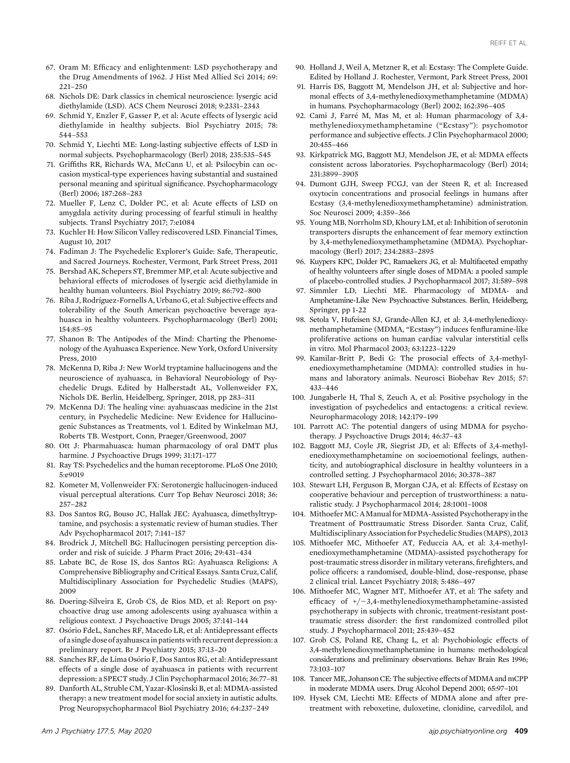67. Oram M: Efficacy and enlightenment: LSD psychotherapy and the Drug Amendments of 1962. J Hist Med Allied Sci 2014; 69: 221–250
68. Nichols DE: Dark classics in chemical neuroscience: lysergic acid diethylamide (LSD). ACS Chem Neurosci 2018; 9:2331–2343
69. Schmid Y, Enzler F, Gasser P, et al: Acute effects of lysergic acid diethylamide in healthy subjects. Biol Psychiatry 2015; 78: 544–553
70. Schmid Y, Liechti ME: Long-lasting subjective effects of LSD in normal subjects. Psychopharmacology (Berl) 2018; 235:535–545
71. Griffiths RR, Richards WA, McCann U, et al: Psilocybin can occasion mystical-type experiences having substantial and sustained personal meaning and spiritual significance. Psychopharmacology (Berl) 2006; 187:268–283
72. Mueller F, Lenz C, Dolder PC, et al: Acute effects of LSD on amygdala activity during processing of fearful stimuli in healthy subjects. Transl Psychiatry 2017; 7:e1084
73. Kuchler H: How Silicon Valley rediscovered LSD. Financial Times, August 10, 2017
74. Fadiman J: The Psychedelic Explorer's Guide: Safe, Therapeutic, and Sacred Journeys. Rochester, Vermont, Park Street Press, 2011
75. Bershad AK, Schepers ST, Bremmer MP, et al: Acute subjective and behavioral effects of microdoses of lysergic acid diethylamide in healthy human volunteers. Biol Psychiatry 2019; 86:792–800
76. Riba J, Rodríguez-Fornells A, Urbano G, et al: Subjective effects and tolerability of the South American psychoactive beverage ayahuasca in healthy volunteers. Psychopharmacology (Berl) 2001; 154:85–95
77. Shanon B: The Antipodes of the Mind: Charting the Phenomenology of the Ayahuasca Experience. New York, Oxford University Press, 2010
78. McKenna D, Riba J: New World tryptamine hallucinogens and the neuroscience of ayahuasca, in Behavioral Neurobiology of Psychedelic Drugs. Edited by Halberstadt AL, Vollenweider FX, Nichols DE. Berlin, Heidelberg, Springer, 2018, pp 283–311
79. McKenna DJ: The healing vine: ayahuascaas medicine in the 21st century, in Psychedelic Medicine: New Evidence for Hallucinogenic Substances as Treatments, vol 1. Edited by Winkelman MJ, Roberts TB. Westport, Conn, Praeger/Greenwood, 2007
80. Ott J: Pharmahuasca: human pharmacology of oral DMT plus harmine. J Psychoactive Drugs 1999; 31:171–177
81. Ray TS: Psychedelics and the human receptorome. PLoS One 2010; 5:e9019
82. Kometer M, Vollenweider FX: Serotonergic hallucinogen-induced visual perceptual alterations. Curr Top Behav Neurosci 2018; 36: 257–282
83. Dos Santos RG, Bouso JC, Hallak JEC: Ayahuasca, dimethyltryptamine, and psychosis: a systematic review of human studies. Ther Adv Psychopharmacol 2017; 7:141–157
84. Brodrick J, Mitchell BG: Hallucinogen persisting perception disorder and risk of suicide. J Pharm Pract 2016; 29:431–434
85. Labate BC, de Rose IS, dos Santos RG: Ayahuasca Religions: A Comprehensive Bibliography and Critical Essays. Santa Cruz, Calif, Multidisciplinary Association for Psychedelic Studies (MAPS), 2009
86. Doering-Silveira E, Grob CS, de Rios MD, et al: Report on psychoactive drug use among adolescents using ayahuasca within a religious context. J Psychoactive Drugs 2005; 37:141–144
87. Osório FdeL, Sanches RF, Macedo LR, et al: Antidepressant effects of a single dose of ayahuasca in patients with recurrent depression: a preliminary report. Br J Psychiatry 2015; 37:13–20
88. Sanches RF, de Lima Osório F, Dos Santos RG, et al: Antidepressant effects of a single dose of ayahuasca in patients with recurrent depression: a SPECT study. J Clin Psychopharmacol 2016; 36:77–81
89. Danforth AL, Struble CM, Yazar-Klosinski B, et al: MDMA-assisted therapy: a new treatment model for social anxiety in autistic adults. Prog Neuropsychopharmacol Biol Psychiatry 2016; 64:237–249
90. Holland J, Weil A, Metzner R, et al: Ecstasy: The Complete Guide. Edited by Holland J. Rochester, Vermont, Park Street Press, 2001
91. Harris DS, Baggott M, Mendelson JH, et al: Subjective and hormonal effects of 3,4-methylenedioxymethamphetamine (MDMA) in humans. Psychopharmacology (Berl) 2002; 162:396–405
92. Cami J, Farré M, Mas M, et al: Human pharmacology of 3,4-methylenedioxymethamphetamine ("Ecstasy"): psychomotor performance and subjective effects. J Clin Psychopharmacol 2000; 20:455–466
93. Kirkpatrick MG, Baggott MJ, Mendelson JE, et al: MDMA effects consistent across laboratories. Psychopharmacology (Berl) 2014; 231:3899–3905
94. Dumont GJH, Sweep FCGJ, van der Steen R, et al: Increased oxytocin concentrations and prosocial feelings in humans after Ecstasy (3,4-methylenedioxymethamphetamine) administration. Soc Neurosci 2009; 4:359–366
95. Young MB, Norrholm SD, Khoury LM, et al: Inhibition of serotonin transporters disrupts the enhancement of fear memory extinction by 3,4-methylenedioxymethamphetamine (MDMA). Psychopharmacology (Berl) 2017; 234:2883–2895
96. Kuypers KPC, Dolder PC, Ramaekers JG, et al: Multifaceted empathy of healthy volunteers after single doses of MDMA: a pooled sample of placebo-controlled studies. J Psychopharmacol 2017; 31:589–598
97. Simmler LD, Liechti ME. Pharmacology of MDMA- and Amphetamine-Like New Psychoactive Substances. Berlin, Heidelberg, Springer, pp 1-22
98. Setola V, Hufeisen SJ, Grande-Allen KJ, et al: 3,4-methylenedioxymethamphetamine (MDMA, "Ecstasy") induces fenfluramine-like proliferative actions on human cardiac valvular interstitial cells in vitro. Mol Pharmacol 2003; 63:1223–1229
99. Kamilar-Britt P, Bedi G: The prosocial effects of 3,4-methylenedioxymethamphetamine (MDMA): controlled studies in humans and laboratory animals. Neurosci Biobehav Rev 2015; 57: 433–446
100. Jungaberle H, Thal S, Zeuch A, et al: Positive psychology in the investigation of psychedelics and entactogens: a critical review. Neuropharmacology 2018; 142:179–199
101. Parrott AC: The potential dangers of using MDMA for psychotherapy. J Psychoactive Drugs 2014; 46:37–43
102. Baggott MJ, Coyle JR, Siegrist JD, et al: Effects of 3,4-methylenedioxymethamphetamine on socioemotional feelings, authenticity, and autobiographical disclosure in healthy volunteers in a controlled setting. J Psychopharmacol 2016; 30:378–387
103. Stewart LH, Ferguson B, Morgan CJA, et al: Effects of Ecstasy on cooperative behaviour and perception of trustworthiness: a naturalistic study. J Psychopharmacol 2014; 28:1001–1008
104. Mithoefer MC: A Manual for MDMA-Assisted Psychotherapy in the Treatment of Posttraumatic Stress Disorder. Santa Cruz, Calif, Multidisciplinary Association for Psychedelic Studies (MAPS), 2013
105. Mithoefer MC, Mithoefer AT, Feduccia AA, et al: 3,4-methylenedioxymethamphetamine (MDMA)-assisted psychotherapy for post-traumatic stress disorder in military veterans, firefighters, and police officers: a randomised, double-blind, dose-response, phase 2 clinical trial. Lancet Psychiatry 2018; 5:486–497
106. Mithoefer MC, Wagner MT, Mithoefer AT, et al: The safety and efficacy of +/−3,4-methylenedioxymethamphetamine-assisted psychotherapy in subjects with chronic, treatment-resistant posttraumatic stress disorder: the first randomized controlled pilot study. J Psychopharmacol 2011; 25:439–452
107. Grob CS, Poland RE, Chang L, et al: Psychobiologic effects of 3,4-methylenedioxymethamphetamine in humans: methodological considerations and preliminary observations. Behav Brain Res 1996; 73:103–107
108. Tancer ME, Johanson CE: The subjective effects of MDMA and mCPP in moderate MDMA users. Drug Alcohol Depend 2001; 65:97–101
109. Hysek CM, Liechti ME: Effects of MDMA alone and after pretreatment with reboxetine, duloxetine, clonidine, carvedilol, and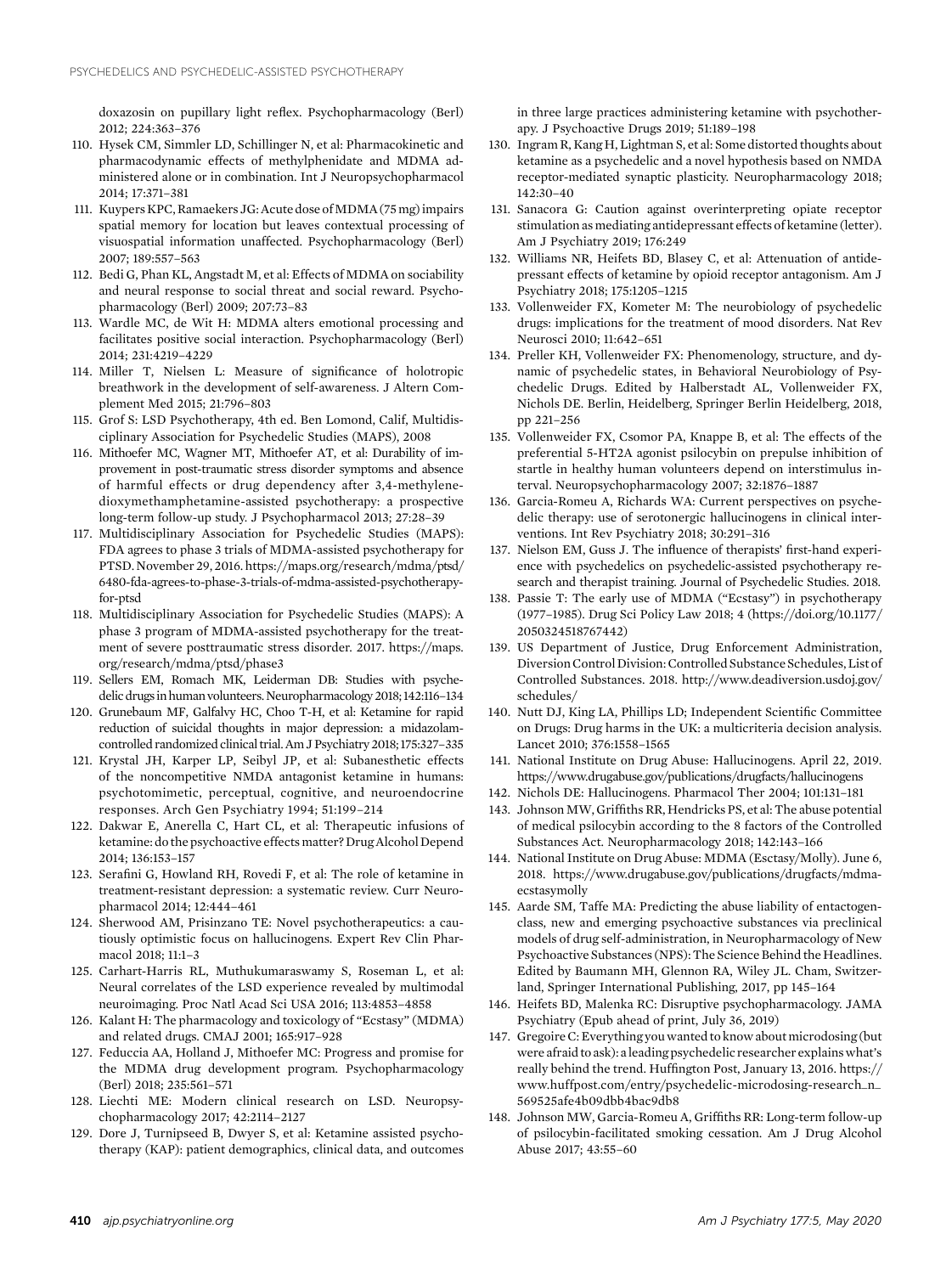doxazosin on pupillary light reflex. Psychopharmacology (Berl) 2012; 224:363–376

110. Hysek CM, Simmler LD, Schillinger N, et al: Pharmacokinetic and pharmacodynamic effects of methylphenidate and MDMA administered alone or in combination. Int J Neuropsychopharmacol 2014; 17:371–381
111. Kuypers KPC, Ramaekers JG: Acute dose of MDMA (75 mg) impairs spatial memory for location but leaves contextual processing of visuospatial information unaffected. Psychopharmacology (Berl) 2007; 189:557–563
112. Bedi G, Phan KL, Angstadt M, et al: Effects of MDMA on sociability and neural response to social threat and social reward. Psychopharmacology (Berl) 2009; 207:73–83
113. Wardle MC, de Wit H: MDMA alters emotional processing and facilitates positive social interaction. Psychopharmacology (Berl) 2014; 231:4219–4229
114. Miller T, Nielsen L: Measure of significance of holotropic breathwork in the development of self-awareness. J Altern Complement Med 2015; 21:796–803
115. Grof S: LSD Psychotherapy, 4th ed. Ben Lomond, Calif, Multidisciplinary Association for Psychedelic Studies (MAPS), 2008
116. Mithoefer MC, Wagner MT, Mithoefer AT, et al: Durability of improvement in post-traumatic stress disorder symptoms and absence of harmful effects or drug dependency after 3,4-methylenedioxymethamphetamine-assisted psychotherapy: a prospective long-term follow-up study. J Psychopharmacol 2013; 27:28–39
117. Multidisciplinary Association for Psychedelic Studies (MAPS): FDA agrees to phase 3 trials of MDMA-assisted psychotherapy for PTSD. November 29, 2016. https://maps.org/research/mdma/ptsd/6480-fda-agrees-to-phase-3-trials-of-mdma-assisted-psychotherapy-for-ptsd
118. Multidisciplinary Association for Psychedelic Studies (MAPS): A phase 3 program of MDMA-assisted psychotherapy for the treatment of severe posttraumatic stress disorder. 2017. https://maps.org/research/mdma/ptsd/phase3
119. Sellers EM, Romach MK, Leiderman DB: Studies with psychedelic drugs in human volunteers. Neuropharmacology 2018; 142:116–134
120. Grunebaum MF, Galfalvy HC, Choo T-H, et al: Ketamine for rapid reduction of suicidal thoughts in major depression: a midazolam-controlled randomized clinical trial. Am J Psychiatry 2018; 175:327–335
121. Krystal JH, Karper LP, Seibyl JP, et al: Subanesthetic effects of the noncompetitive NMDA antagonist ketamine in humans: psychotomimetic, perceptual, cognitive, and neuroendocrine responses. Arch Gen Psychiatry 1994; 51:199–214
122. Dakwar E, Anerella C, Hart CL, et al: Therapeutic infusions of ketamine: do the psychoactive effects matter? Drug Alcohol Depend 2014; 136:153–157
123. Serafini G, Howland RH, Rovedi F, et al: The role of ketamine in treatment-resistant depression: a systematic review. Curr Neuropharmacol 2014; 12:444–461
124. Sherwood AM, Prisinzano TE: Novel psychotherapeutics: a cautiously optimistic focus on hallucinogens. Expert Rev Clin Pharmacol 2018; 11:1–3
125. Carhart-Harris RL, Muthukumaraswamy S, Roseman L, et al: Neural correlates of the LSD experience revealed by multimodal neuroimaging. Proc Natl Acad Sci USA 2016; 113:4853–4858
126. Kalant H: The pharmacology and toxicology of "Ecstasy" (MDMA) and related drugs. CMAJ 2001; 165:917–928
127. Feduccia AA, Holland J, Mithoefer MC: Progress and promise for the MDMA drug development program. Psychopharmacology (Berl) 2018; 235:561–571
128. Liechti ME: Modern clinical research on LSD. Neuropsychopharmacology 2017; 42:2114–2127
129. Dore J, Turnipseed B, Dwyer S, et al: Ketamine assisted psychotherapy (KAP): patient demographics, clinical data, and outcomes in three large practices administering ketamine with psychotherapy. J Psychoactive Drugs 2019; 51:189–198
130. Ingram R, Kang H, Lightman S, et al: Some distorted thoughts about ketamine as a psychedelic and a novel hypothesis based on NMDA receptor-mediated synaptic plasticity. Neuropharmacology 2018; 142:30–40
131. Sanacora G: Caution against overinterpreting opiate receptor stimulation as mediating antidepressant effects of ketamine (letter). Am J Psychiatry 2019; 176:249
132. Williams NR, Heifets BD, Blasey C, et al: Attenuation of antidepressant effects of ketamine by opioid receptor antagonism. Am J Psychiatry 2018; 175:1205–1215
133. Vollenweider FX, Kometer M: The neurobiology of psychedelic drugs: implications for the treatment of mood disorders. Nat Rev Neurosci 2010; 11:642–651
134. Preller KH, Vollenweider FX: Phenomenology, structure, and dynamic of psychedelic states, in Behavioral Neurobiology of Psychedelic Drugs. Edited by Halberstadt AL, Vollenweider FX, Nichols DE. Berlin, Heidelberg, Springer Berlin Heidelberg, 2018, pp 221–256
135. Vollenweider FX, Csomor PA, Knappe B, et al: The effects of the preferential 5-HT2A agonist psilocybin on prepulse inhibition of startle in healthy human volunteers depend on interstimulus interval. Neuropsychopharmacology 2007; 32:1876–1887
136. Garcia-Romeu A, Richards WA: Current perspectives on psychedelic therapy: use of serotonergic hallucinogens in clinical interventions. Int Rev Psychiatry 2018; 30:291–316
137. Nielson EM, Guss J: The influence of therapists' first-hand experience with psychedelics on psychedelic-assisted psychotherapy research and therapist training. Journal of Psychedelic Studies. 2018.
138. Passie T: The early use of MDMA ("Ecstasy") in psychotherapy (1977–1985). Drug Sci Policy Law 2018; 4 (https://doi.org/10.1177/2050324518767442)
139. US Department of Justice, Drug Enforcement Administration, Diversion Control Division: Controlled Substance Schedules, List of Controlled Substances. 2018. http://www.deadiversion.usdoj.gov/schedules/
140. Nutt DJ, King LA, Phillips LD; Independent Scientific Committee on Drugs: Drug harms in the UK: a multicriteria decision analysis. Lancet 2010; 376:1558–1565
141. National Institute on Drug Abuse: Hallucinogens. April 22, 2019. https://www.drugabuse.gov/publications/drugfacts/hallucinogens
142. Nichols DE: Hallucinogens. Pharmacol Ther 2004; 101:131–181
143. Johnson MW, Griffiths RR, Hendricks PS, et al: The abuse potential of medical psilocybin according to the 8 factors of the Controlled Substances Act. Neuropharmacology 2018; 142:143–166
144. National Institute on Drug Abuse: MDMA (Esctasy/Molly). June 6, 2018. https://www.drugabuse.gov/publications/drugfacts/mdma-ecstasymolly
145. Aarde SM, Taffe MA: Predicting the abuse liability of entactogen-class, new and emerging psychoactive substances via preclinical models of drug self-administration, in Neuropharmacology of New Psychoactive Substances (NPS): The Science Behind the Headlines. Edited by Baumann MH, Glennon RA, Wiley JL. Cham, Switzerland, Springer International Publishing, 2017, pp 145–164
146. Heifets BD, Malenka RC: Disruptive psychopharmacology. JAMA Psychiatry (Epub ahead of print, July 36, 2019)
147. Gregoire C: Everything you wanted to know about microdosing (but were afraid to ask): a leading psychedelic researcher explains what's really behind the trend. Huffington Post, January 13, 2016. https://www.huffpost.com/entry/psychedelic-microdosing-research_n_569525afe4b09dbb4bac9db8
148. Johnson MW, Garcia-Romeu A, Griffiths RR: Long-term follow-up of psilocybin-facilitated smoking cessation. Am J Drug Alcohol Abuse 2017; 43:55–60